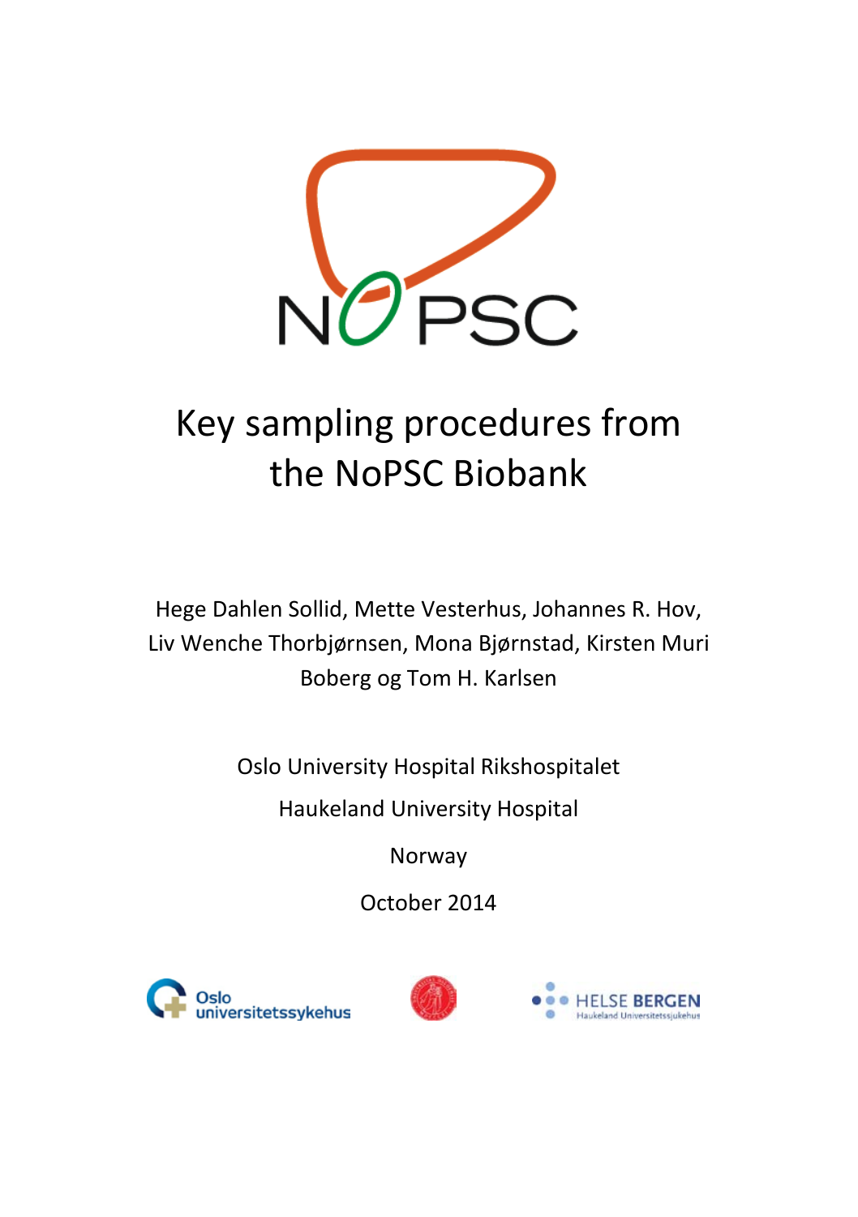# Key sampling procedures from the NoPSC Biobank

Hege Dahlen Sollid, Mette Vesterhus, Johannes R. Hov, Liv Wenche Thorbjørnsen, Mona Bjørnstad, Kirsten Muri Boberg og Tom H. Karlsen

Oslo University Hospital Rikshospitalet

Haukeland University Hospital

Norway

October 2014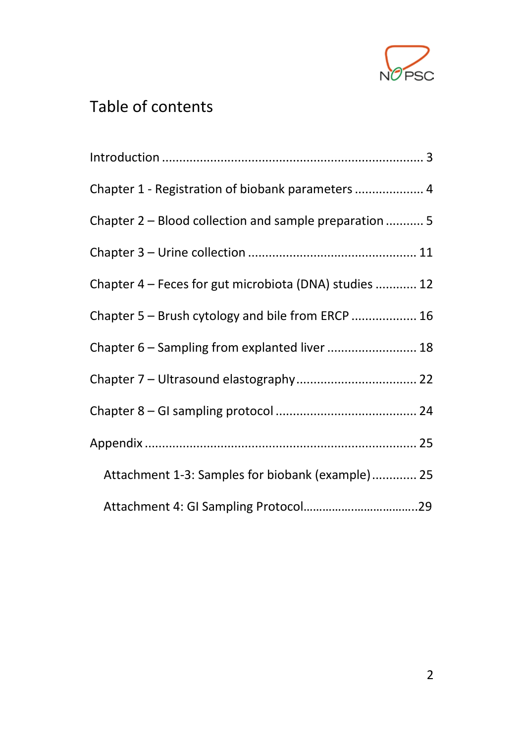# Table of contents

Introduction ........................................................................... 3

Chapter 1 - Registration of biobank parameters .................... 4

Chapter 2 – Blood collection and sample preparation ........... 5

Chapter 3 – Urine collection ................................................ 11

Chapter 4 – Feces for gut microbiota (DNA) studies ............ 12

Chapter 5 – Brush cytology and bile from ERCP .................. 16

Chapter 6 – Sampling from explanted liver .......................... 18

Chapter 7 – Ultrasound elastography................................... 22

Chapter 8 – GI sampling protocol ........................................ 24

Appendix .............................................................................. 25

Attachment 1-3: Samples for biobank (example)............. 25

Attachment 4: GI Sampling Protocol..................................29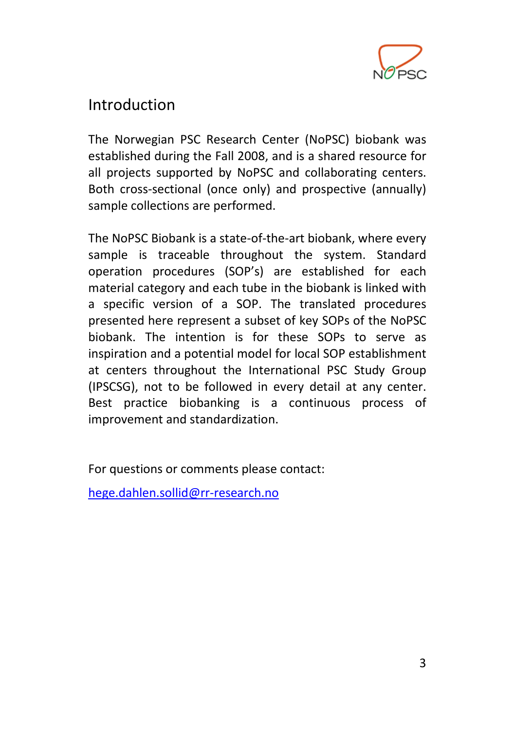# Introduction

The Norwegian PSC Research Center (NoPSC) biobank was established during the Fall 2008, and is a shared resource for all projects supported by NoPSC and collaborating centers. Both cross-sectional (once only) and prospective (annually) sample collections are performed.

The NoPSC Biobank is a state-of-the-art biobank, where every sample is traceable throughout the system. Standard operation procedures (SOP's) are established for each material category and each tube in the biobank is linked with a specific version of a SOP. The translated procedures presented here represent a subset of key SOPs of the NoPSC biobank. The intention is for these SOPs to serve as inspiration and a potential model for local SOP establishment at centers throughout the International PSC Study Group (IPSCSG), not to be followed in every detail at any center. Best practice biobanking is a continuous process of improvement and standardization.

For questions or comments please contact:

hege.dahlen.sollid@rr-research.no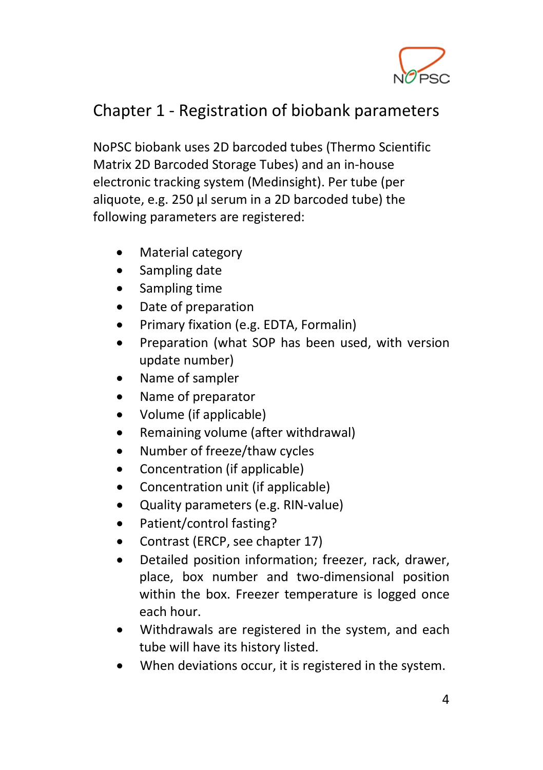# Chapter 1 - Registration of biobank parameters

NoPSC biobank uses 2D barcoded tubes (Thermo Scientific Matrix 2D Barcoded Storage Tubes) and an in-house electronic tracking system (Medinsight). Per tube (per aliquote, e.g. 250 µl serum in a 2D barcoded tube) the following parameters are registered:

- Material category
- Sampling date
- Sampling time
- Date of preparation
- Primary fixation (e.g. EDTA, Formalin)
- Preparation (what SOP has been used, with version update number)
- Name of sampler
- Name of preparator
- Volume (if applicable)
- Remaining volume (after withdrawal)
- Number of freeze/thaw cycles
- Concentration (if applicable)
- Concentration unit (if applicable)
- Quality parameters (e.g. RIN-value)
- Patient/control fasting?
- Contrast (ERCP, see chapter 17)
- Detailed position information; freezer, rack, drawer, place, box number and two-dimensional position within the box. Freezer temperature is logged once each hour.
- Withdrawals are registered in the system, and each tube will have its history listed.
- When deviations occur, it is registered in the system.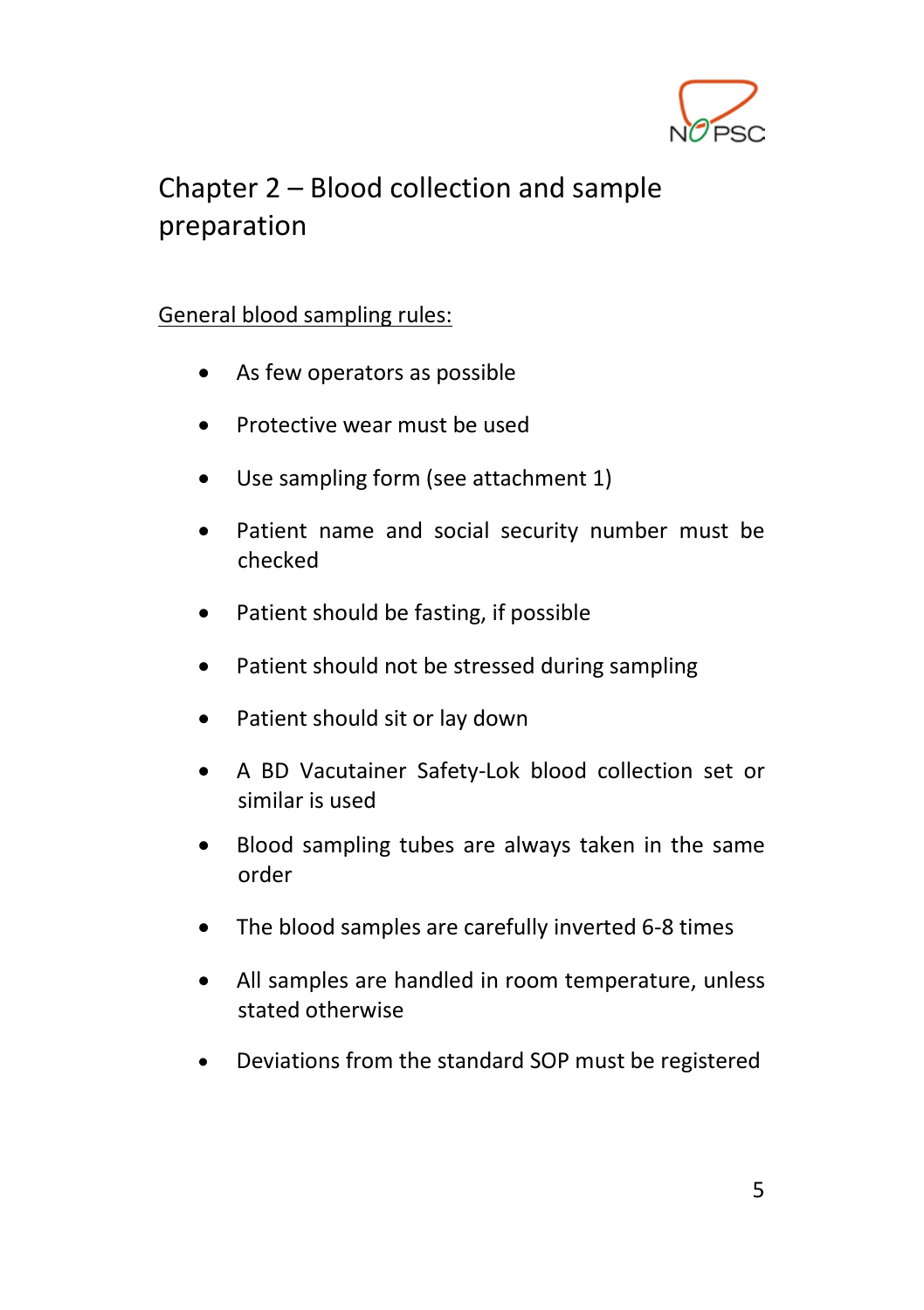# Chapter 2 – Blood collection and sample preparation

General blood sampling rules:

- As few operators as possible
- Protective wear must be used
- Use sampling form (see attachment 1)
- Patient name and social security number must be checked
- Patient should be fasting, if possible
- Patient should not be stressed during sampling
- Patient should sit or lay down
- A BD Vacutainer Safety-Lok blood collection set or similar is used
- Blood sampling tubes are always taken in the same order
- The blood samples are carefully inverted 6-8 times
- All samples are handled in room temperature, unless stated otherwise
- Deviations from the standard SOP must be registered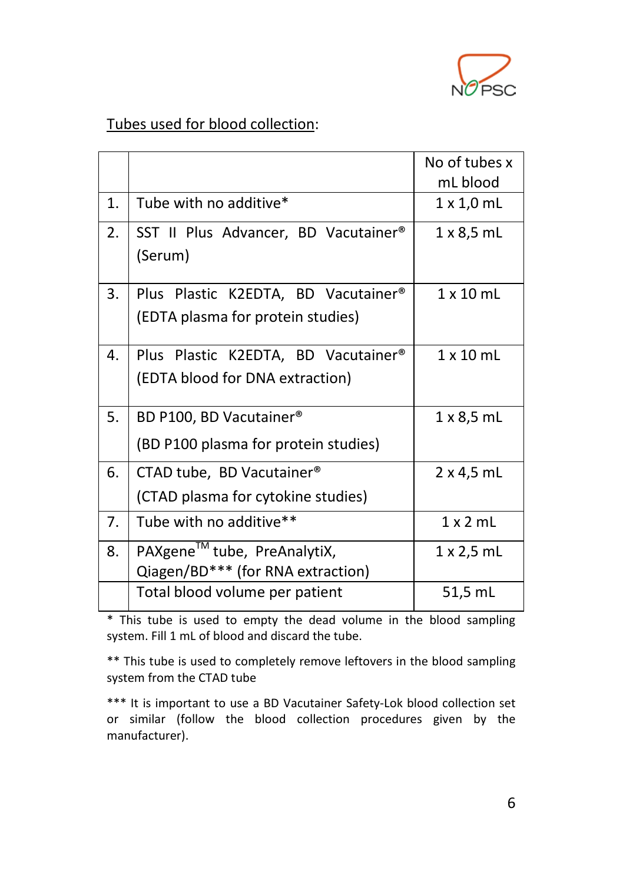<u>Tubes used for blood collection</u>:

| | | No of tubes x mL blood |
|---|---|---|
| 1. | Tube with no additive* | 1 x 1,0 mL |
| 2. | SST II Plus Advancer, BD Vacutainer® (Serum) | 1 x 8,5 mL |
| 3. | Plus Plastic K2EDTA, BD Vacutainer® (EDTA plasma for protein studies) | 1 x 10 mL |
| 4. | Plus Plastic K2EDTA, BD Vacutainer® (EDTA blood for DNA extraction) | 1 x 10 mL |
| 5. | BD P100, BD Vacutainer® (BD P100 plasma for protein studies) | 1 x 8,5 mL |
| 6. | CTAD tube, BD Vacutainer® (CTAD plasma for cytokine studies) | 2 x 4,5 mL |
| 7. | Tube with no additive** | 1 x 2 mL |
| 8. | PAXgene™ tube, PreAnalytiX, Qiagen/BD*** (for RNA extraction) | 1 x 2,5 mL |
| | Total blood volume per patient | 51,5 mL |

* This tube is used to empty the dead volume in the blood sampling system. Fill 1 mL of blood and discard the tube.

** This tube is used to completely remove leftovers in the blood sampling system from the CTAD tube

*** It is important to use a BD Vacutainer Safety-Lok blood collection set or similar (follow the blood collection procedures given by the manufacturer).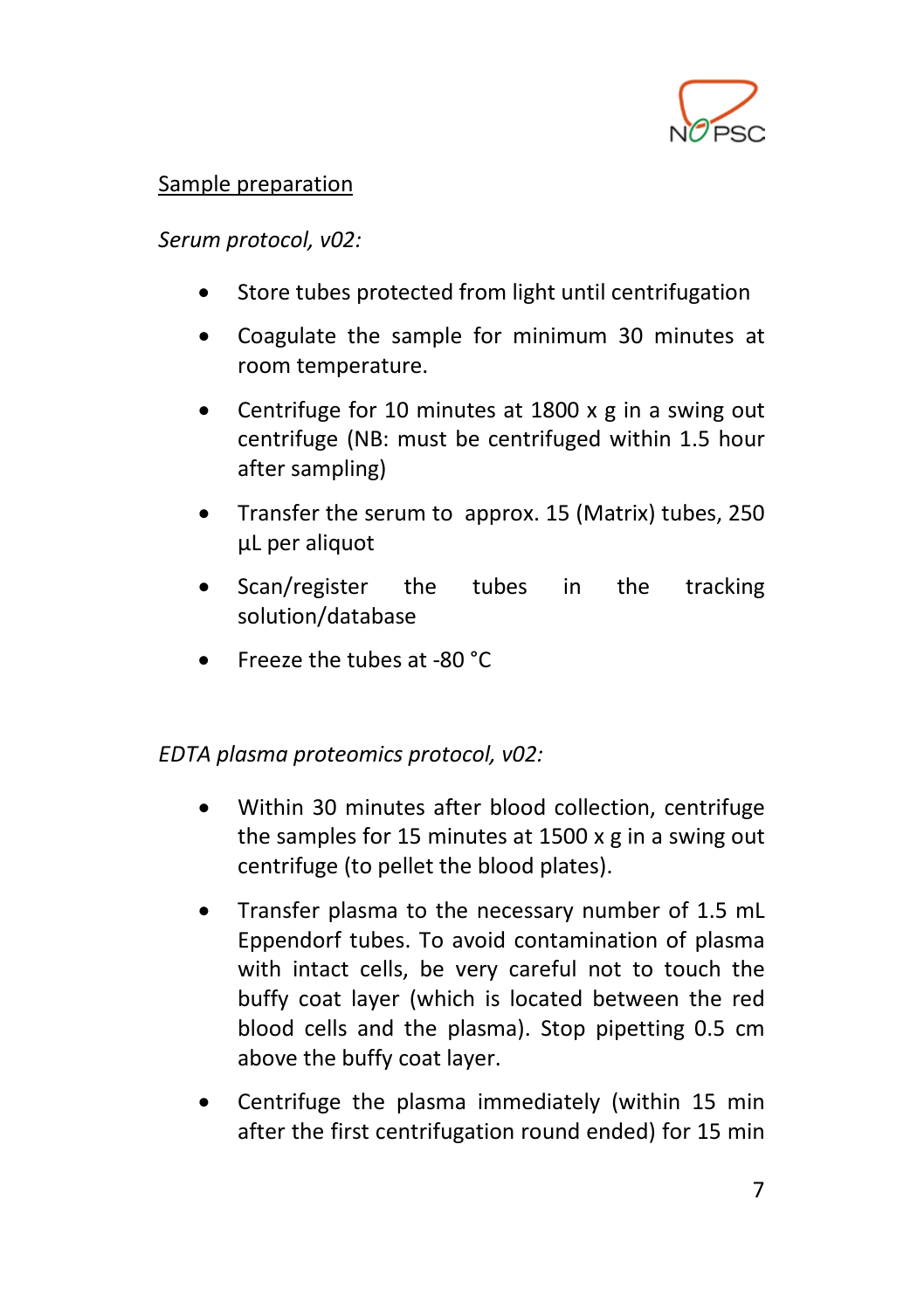Sample preparation

*Serum protocol, v02:*

- Store tubes protected from light until centrifugation
- Coagulate the sample for minimum 30 minutes at room temperature.
- Centrifuge for 10 minutes at 1800 x g in a swing out centrifuge (NB: must be centrifuged within 1.5 hour after sampling)
- Transfer the serum to approx. 15 (Matrix) tubes, 250 µL per aliquot
- Scan/register the tubes in the tracking solution/database
- Freeze the tubes at -80 °C

*EDTA plasma proteomics protocol, v02:*

- Within 30 minutes after blood collection, centrifuge the samples for 15 minutes at 1500 x g in a swing out centrifuge (to pellet the blood plates).
- Transfer plasma to the necessary number of 1.5 mL Eppendorf tubes. To avoid contamination of plasma with intact cells, be very careful not to touch the buffy coat layer (which is located between the red blood cells and the plasma). Stop pipetting 0.5 cm above the buffy coat layer.
- Centrifuge the plasma immediately (within 15 min after the first centrifugation round ended) for 15 min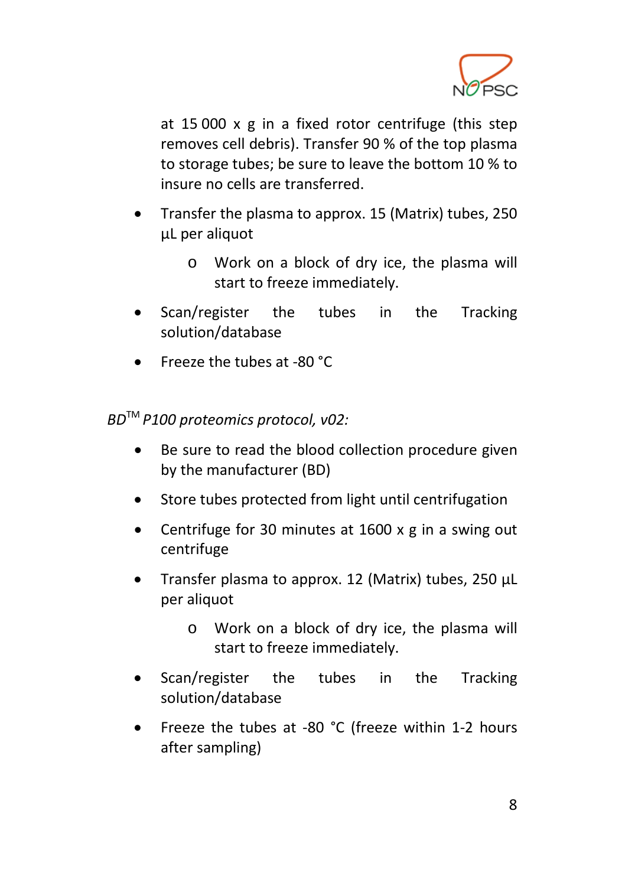at 15 000 x g in a fixed rotor centrifuge (this step removes cell debris). Transfer 90 % of the top plasma to storage tubes; be sure to leave the bottom 10 % to insure no cells are transferred.

- Transfer the plasma to approx. 15 (Matrix) tubes, 250 µL per aliquot
    - Work on a block of dry ice, the plasma will start to freeze immediately.
- Scan/register the tubes in the Tracking solution/database
- Freeze the tubes at -80 °C

*BD™ P100 proteomics protocol, v02:*

- Be sure to read the blood collection procedure given by the manufacturer (BD)
- Store tubes protected from light until centrifugation
- Centrifuge for 30 minutes at 1600 x g in a swing out centrifuge
- Transfer plasma to approx. 12 (Matrix) tubes, 250 µL per aliquot
    - Work on a block of dry ice, the plasma will start to freeze immediately.
- Scan/register the tubes in the Tracking solution/database
- Freeze the tubes at -80 °C (freeze within 1-2 hours after sampling)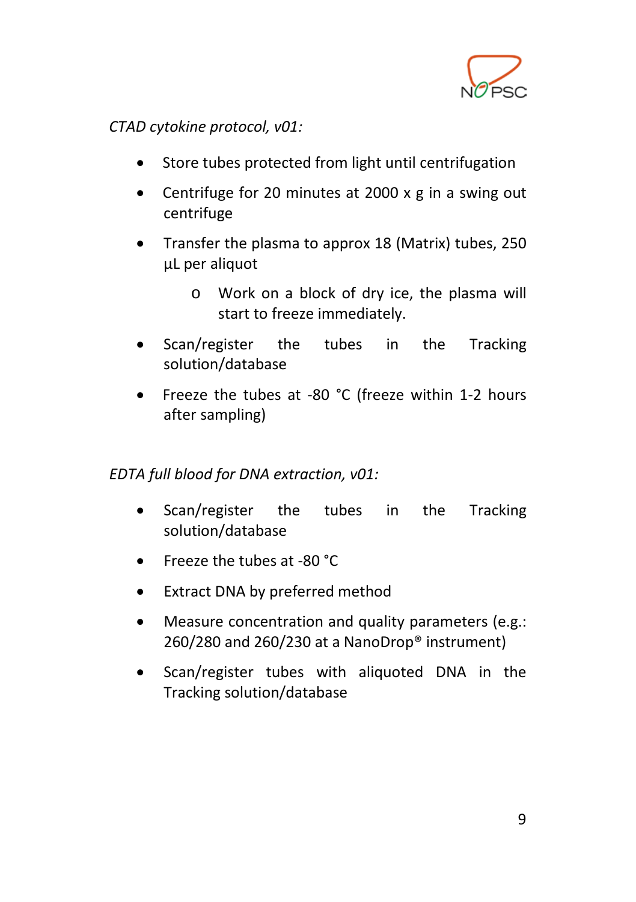*CTAD cytokine protocol, v01:*

- Store tubes protected from light until centrifugation
- Centrifuge for 20 minutes at 2000 x g in a swing out centrifuge
- Transfer the plasma to approx 18 (Matrix) tubes, 250 µL per aliquot
  - Work on a block of dry ice, the plasma will start to freeze immediately.
- Scan/register the tubes in the Tracking solution/database
- Freeze the tubes at -80 °C (freeze within 1-2 hours after sampling)

*EDTA full blood for DNA extraction, v01:*

- Scan/register the tubes in the Tracking solution/database
- Freeze the tubes at -80 °C
- Extract DNA by preferred method
- Measure concentration and quality parameters (e.g.: 260/280 and 260/230 at a NanoDrop® instrument)
- Scan/register tubes with aliquoted DNA in the Tracking solution/database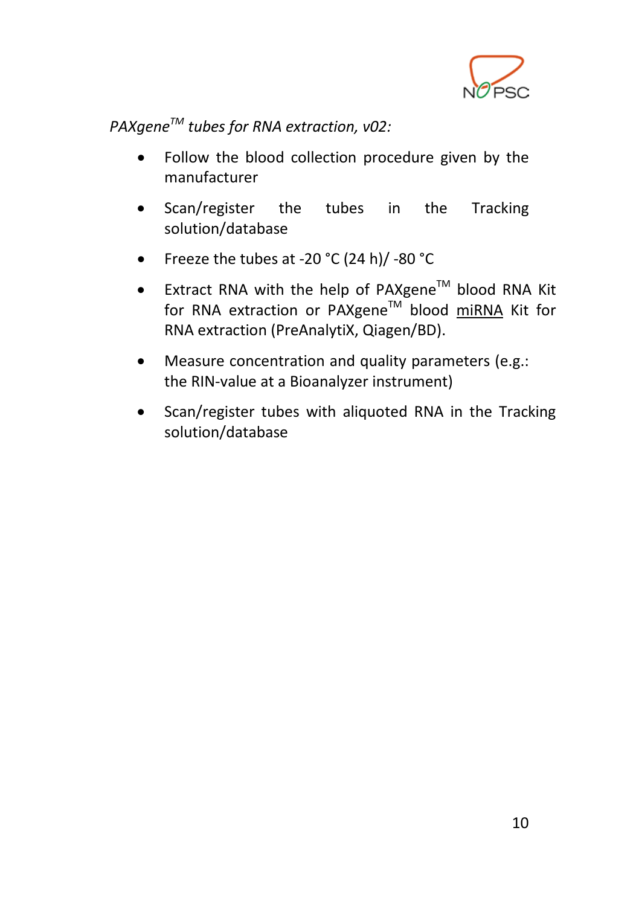*PAXgene™ tubes for RNA extraction, v02:*

- Follow the blood collection procedure given by the manufacturer
- Scan/register the tubes in the Tracking solution/database
- Freeze the tubes at -20 °C (24 h)/ -80 °C
- Extract RNA with the help of PAXgene™ blood RNA Kit for RNA extraction or PAXgene™ blood miRNA Kit for RNA extraction (PreAnalytiX, Qiagen/BD).
- Measure concentration and quality parameters (e.g.: the RIN-value at a Bioanalyzer instrument)
- Scan/register tubes with aliquoted RNA in the Tracking solution/database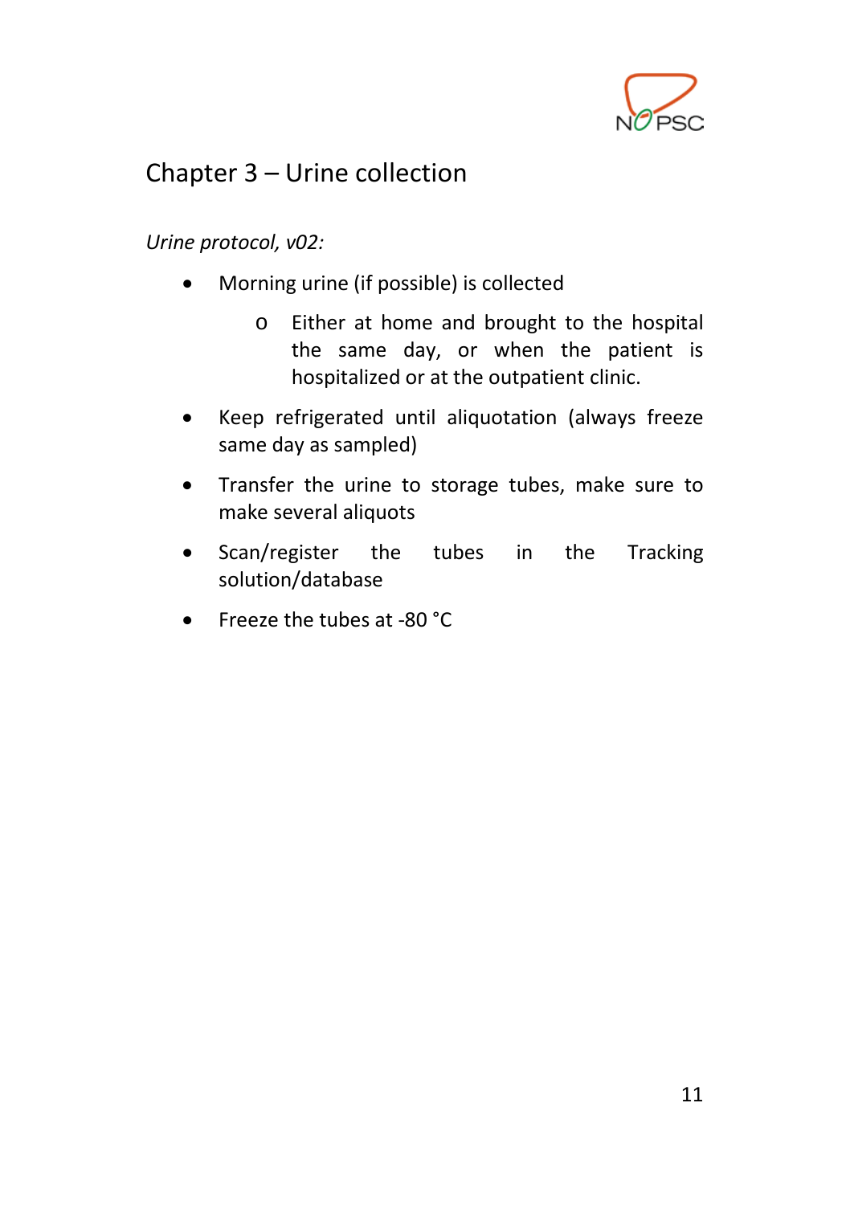# Chapter 3 – Urine collection

*Urine protocol, v02:*

- Morning urine (if possible) is collected
  - Either at home and brought to the hospital the same day, or when the patient is hospitalized or at the outpatient clinic.
- Keep refrigerated until aliquotation (always freeze same day as sampled)
- Transfer the urine to storage tubes, make sure to make several aliquots
- Scan/register the tubes in the Tracking solution/database
- Freeze the tubes at -80 °C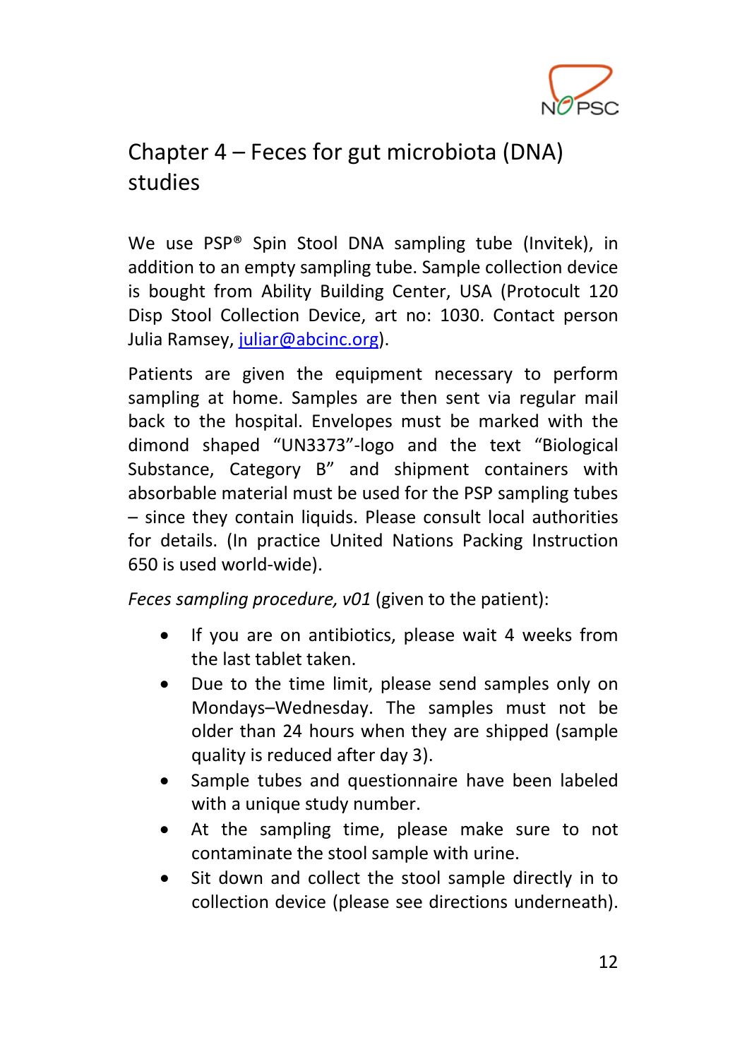# Chapter 4 – Feces for gut microbiota (DNA) studies

We use PSP® Spin Stool DNA sampling tube (Invitek), in addition to an empty sampling tube. Sample collection device is bought from Ability Building Center, USA (Protocult 120 Disp Stool Collection Device, art no: 1030. Contact person Julia Ramsey, [juliar@abcinc.org](mailto:juliar@abcinc.org)).

Patients are given the equipment necessary to perform sampling at home. Samples are then sent via regular mail back to the hospital. Envelopes must be marked with the dimond shaped "UN3373"-logo and the text "Biological Substance, Category B" and shipment containers with absorbable material must be used for the PSP sampling tubes – since they contain liquids. Please consult local authorities for details. (In practice United Nations Packing Instruction 650 is used world-wide).

*Feces sampling procedure, v01* (given to the patient):

- If you are on antibiotics, please wait 4 weeks from the last tablet taken.
- Due to the time limit, please send samples only on Mondays–Wednesday. The samples must not be older than 24 hours when they are shipped (sample quality is reduced after day 3).
- Sample tubes and questionnaire have been labeled with a unique study number.
- At the sampling time, please make sure to not contaminate the stool sample with urine.
- Sit down and collect the stool sample directly in to collection device (please see directions underneath).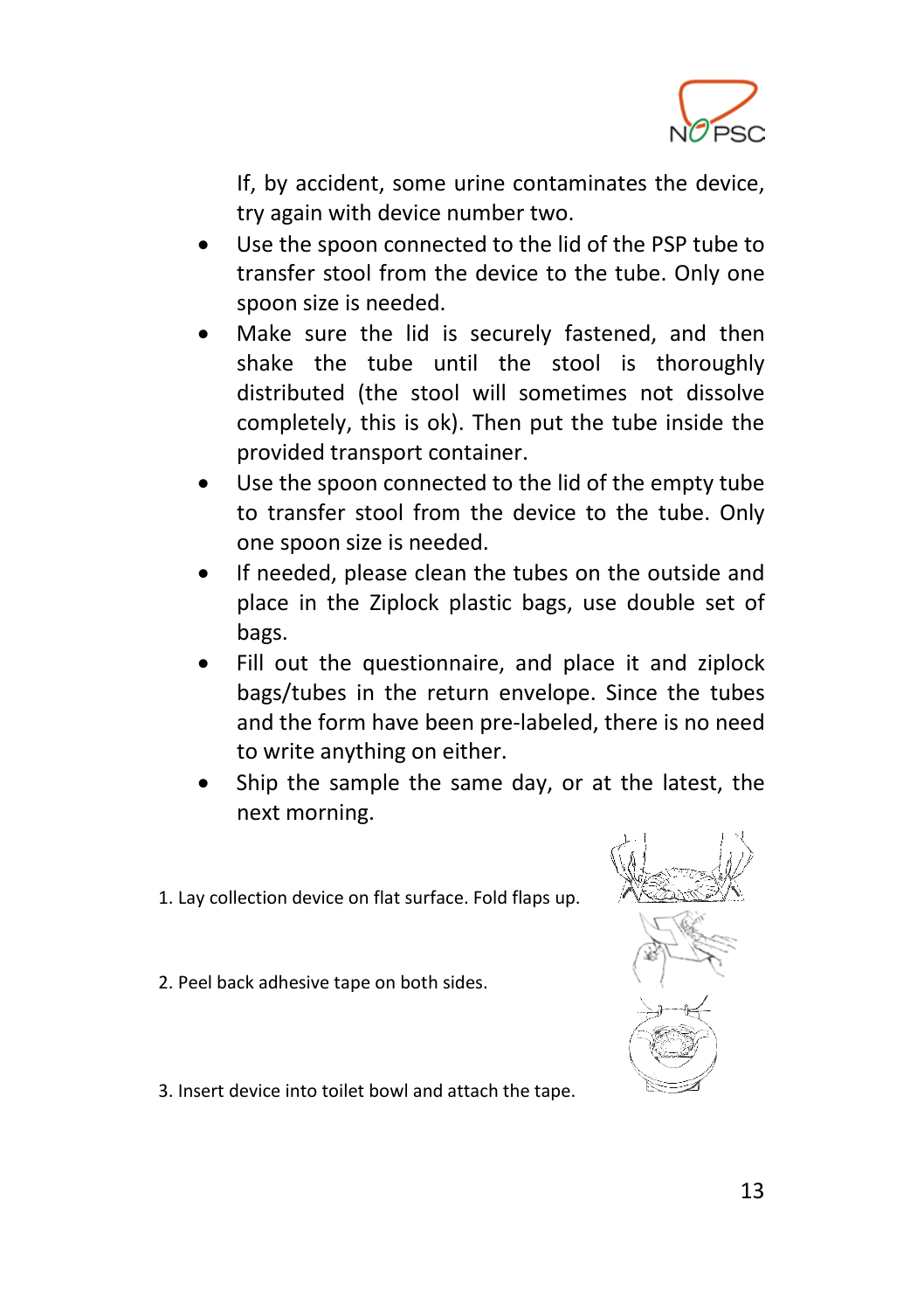If, by accident, some urine contaminates the device, try again with device number two.

- Use the spoon connected to the lid of the PSP tube to transfer stool from the device to the tube. Only one spoon size is needed.
- Make sure the lid is securely fastened, and then shake the tube until the stool is thoroughly distributed (the stool will sometimes not dissolve completely, this is ok). Then put the tube inside the provided transport container.
- Use the spoon connected to the lid of the empty tube to transfer stool from the device to the tube. Only one spoon size is needed.
- If needed, please clean the tubes on the outside and place in the Ziplock plastic bags, use double set of bags.
- Fill out the questionnaire, and place it and ziplock bags/tubes in the return envelope. Since the tubes and the form have been pre-labeled, there is no need to write anything on either.
- Ship the sample the same day, or at the latest, the next morning.

1. Lay collection device on flat surface. Fold flaps up.

2. Peel back adhesive tape on both sides.

3. Insert device into toilet bowl and attach the tape.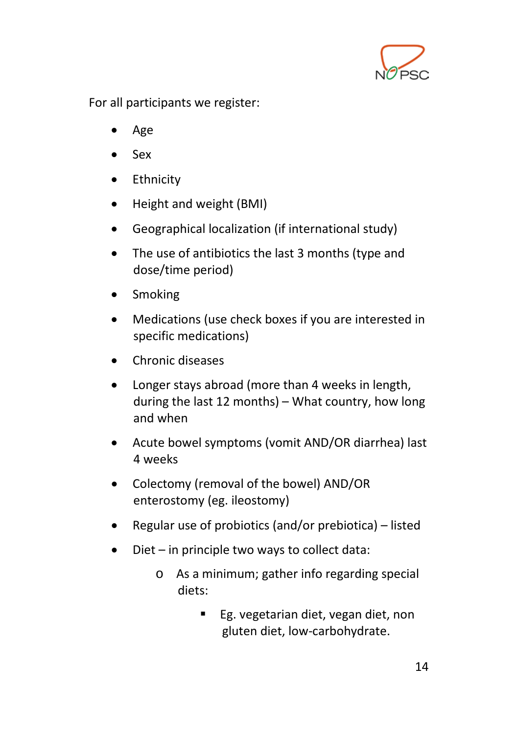For all participants we register:

- Age
- Sex
- Ethnicity
- Height and weight (BMI)
- Geographical localization (if international study)
- The use of antibiotics the last 3 months (type and dose/time period)
- Smoking
- Medications (use check boxes if you are interested in specific medications)
- Chronic diseases
- Longer stays abroad (more than 4 weeks in length, during the last 12 months) – What country, how long and when
- Acute bowel symptoms (vomit AND/OR diarrhea) last 4 weeks
- Colectomy (removal of the bowel) AND/OR enterostomy (eg. ileostomy)
- Regular use of probiotics (and/or prebiotica) – listed
- Diet – in principle two ways to collect data:
    - As a minimum; gather info regarding special diets:
        - Eg. vegetarian diet, vegan diet, non gluten diet, low-carbohydrate.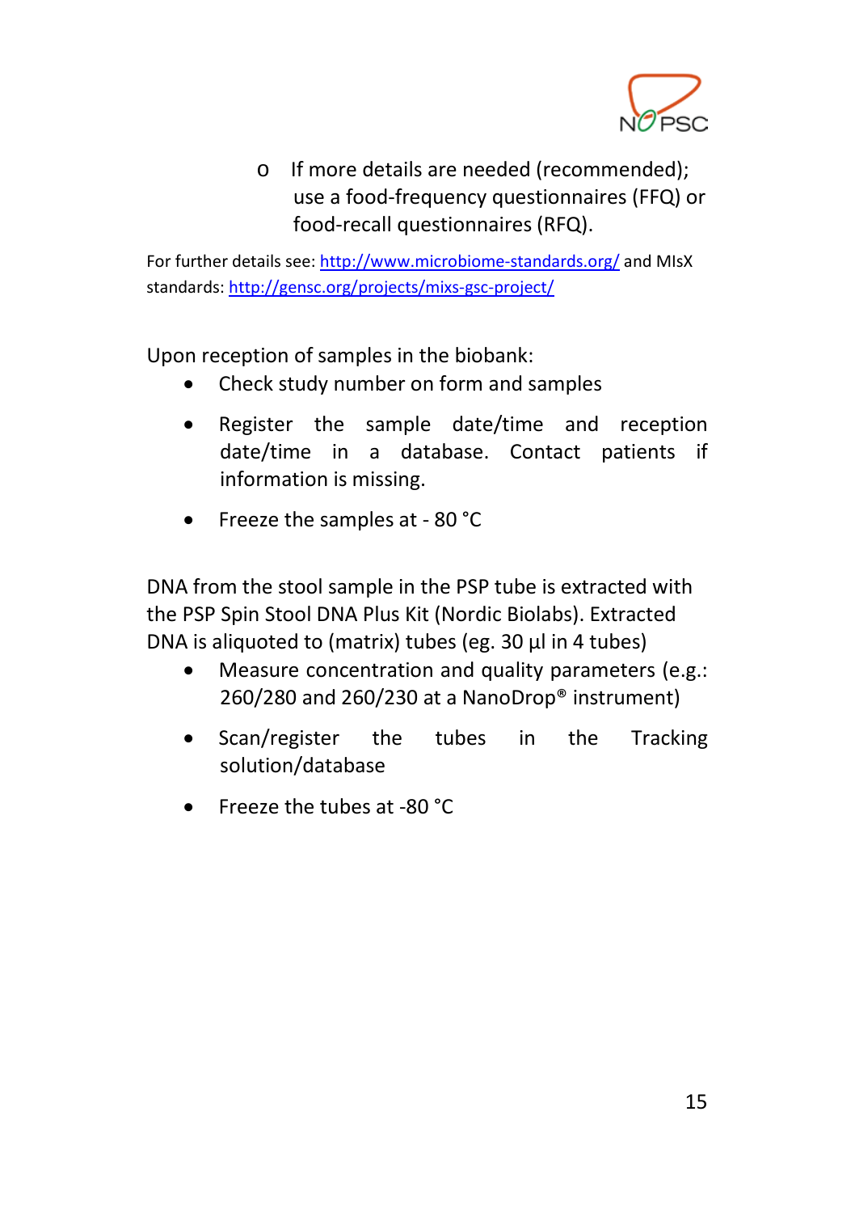- If more details are needed (recommended); use a food-frequency questionnaires (FFQ) or food-recall questionnaires (RFQ).

For further details see: http://www.microbiome-standards.org/ and MIsX standards: http://gensc.org/projects/mixs-gsc-project/

Upon reception of samples in the biobank:

- Check study number on form and samples
- Register the sample date/time and reception date/time in a database. Contact patients if information is missing.
- Freeze the samples at - 80 °C

DNA from the stool sample in the PSP tube is extracted with the PSP Spin Stool DNA Plus Kit (Nordic Biolabs). Extracted DNA is aliquoted to (matrix) tubes (eg. 30 µl in 4 tubes)

- Measure concentration and quality parameters (e.g.: 260/280 and 260/230 at a NanoDrop® instrument)
- Scan/register the tubes in the Tracking solution/database
- Freeze the tubes at -80 °C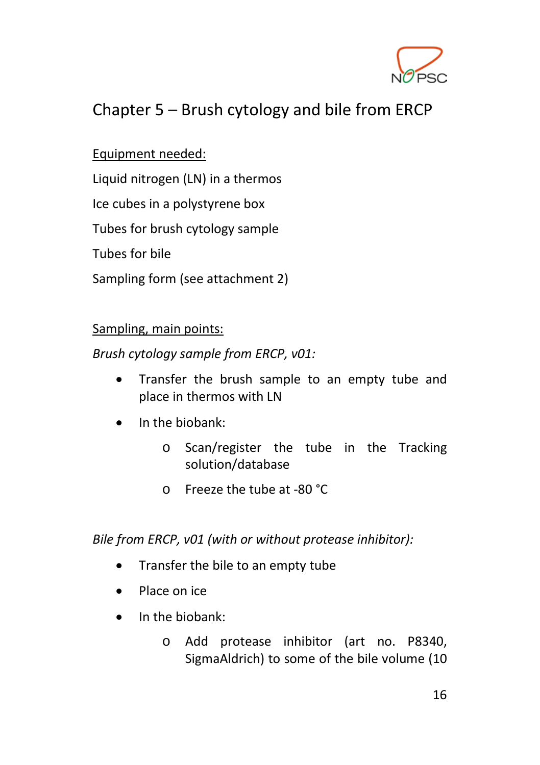## Chapter 5 – Brush cytology and bile from ERCP

Equipment needed:

Liquid nitrogen (LN) in a thermos

Ice cubes in a polystyrene box

Tubes for brush cytology sample

Tubes for bile

Sampling form (see attachment 2)

Sampling, main points:

*Brush cytology sample from ERCP, v01:*

- Transfer the brush sample to an empty tube and place in thermos with LN
- In the biobank:
    - Scan/register the tube in the Tracking solution/database
    - Freeze the tube at -80 °C

*Bile from ERCP, v01 (with or without protease inhibitor):*

- Transfer the bile to an empty tube
- Place on ice
- In the biobank:
    - Add protease inhibitor (art no. P8340, SigmaAldrich) to some of the bile volume (10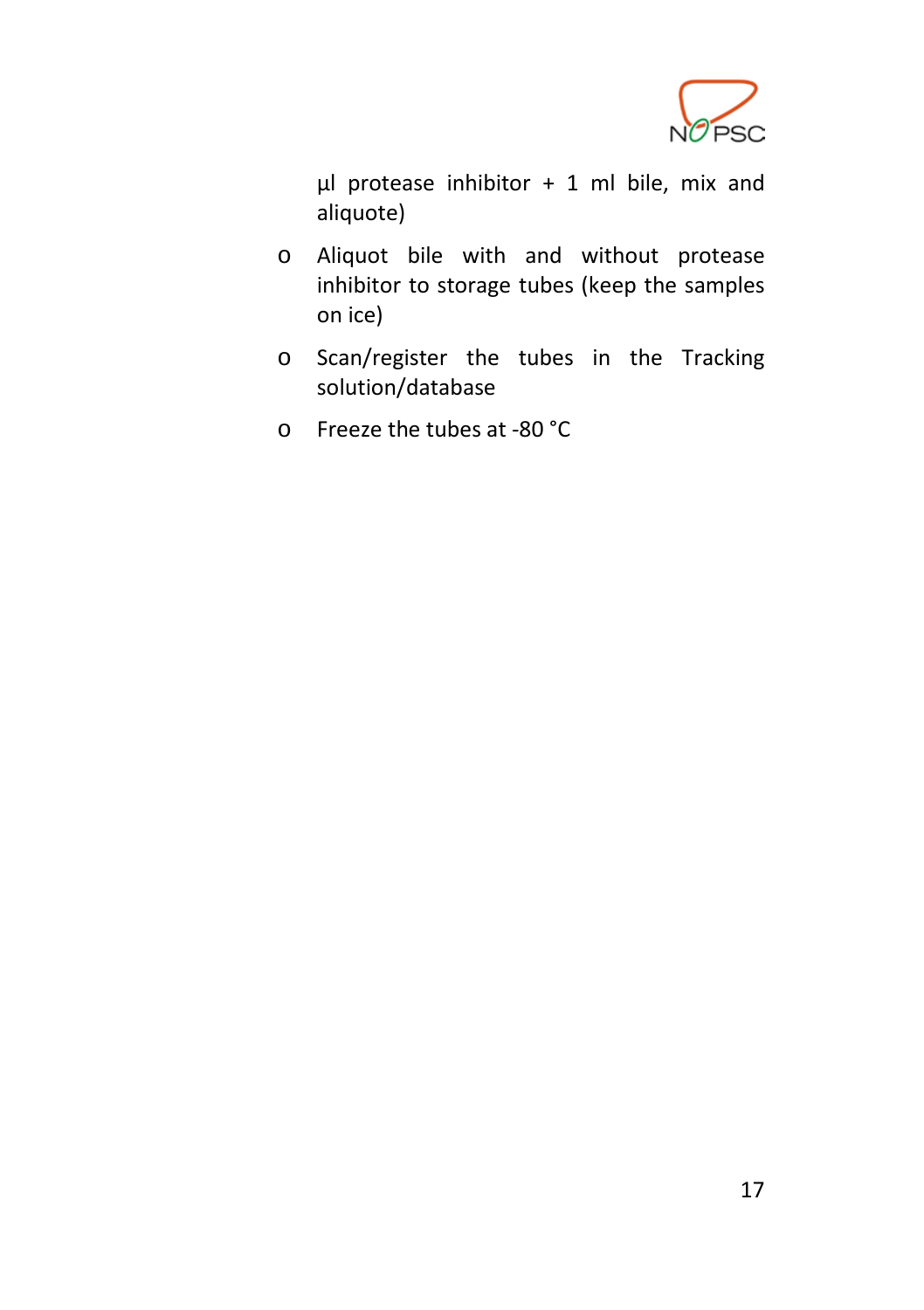µl protease inhibitor + 1 ml bile, mix and aliquote)

- Aliquot bile with and without protease inhibitor to storage tubes (keep the samples on ice)
- Scan/register the tubes in the Tracking solution/database
- Freeze the tubes at -80 °C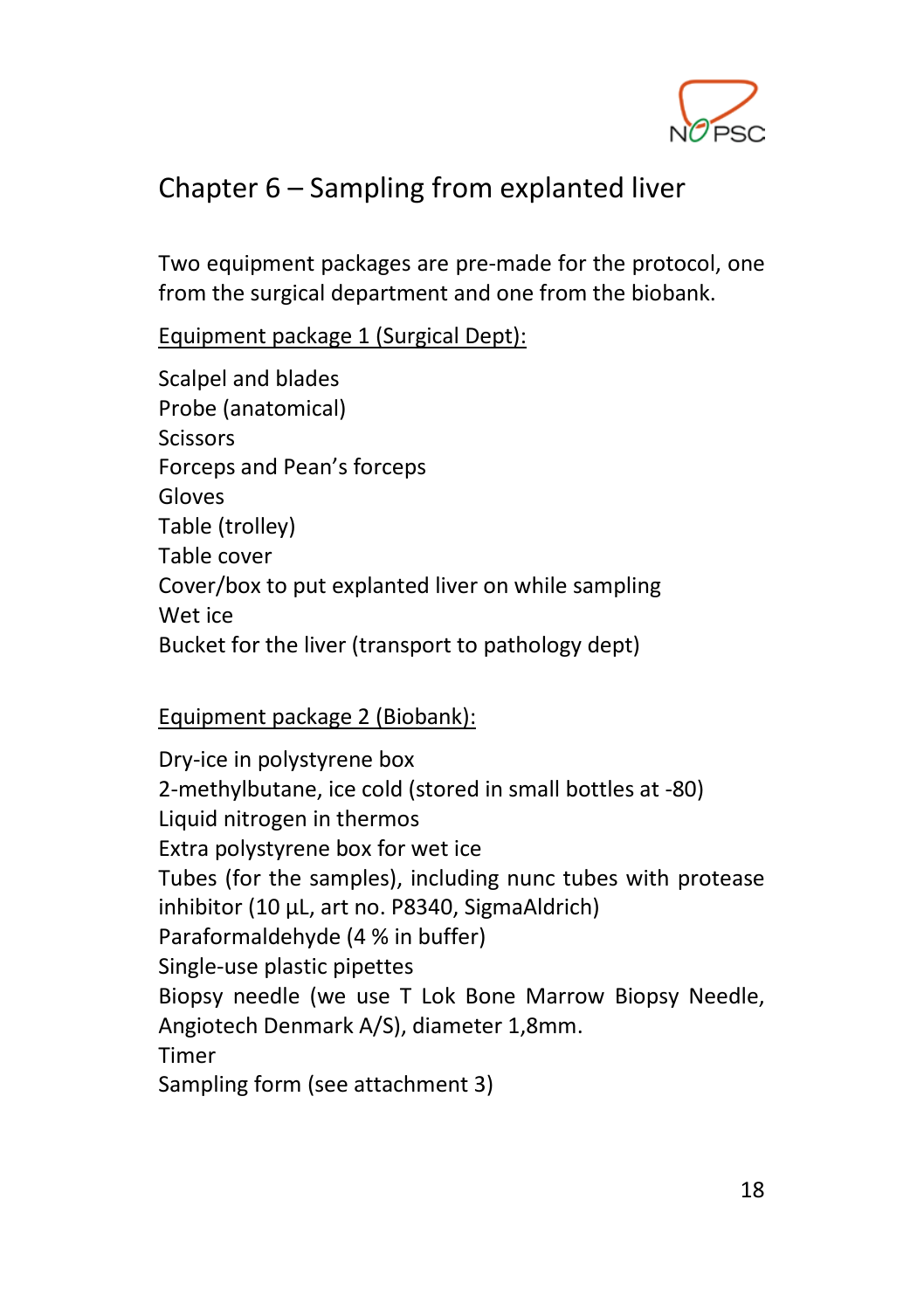# Chapter 6 – Sampling from explanted liver

Two equipment packages are pre-made for the protocol, one from the surgical department and one from the biobank.

<u>Equipment package 1 (Surgical Dept):</u>

Scalpel and blades  
Probe (anatomical)  
Scissors  
Forceps and Pean's forceps  
Gloves  
Table (trolley)  
Table cover  
Cover/box to put explanted liver on while sampling  
Wet ice  
Bucket for the liver (transport to pathology dept)

<u>Equipment package 2 (Biobank):</u>

Dry-ice in polystyrene box  
2-methylbutane, ice cold (stored in small bottles at -80)  
Liquid nitrogen in thermos  
Extra polystyrene box for wet ice  
Tubes (for the samples), including nunc tubes with protease inhibitor (10 µL, art no. P8340, SigmaAldrich)  
Paraformaldehyde (4 % in buffer)  
Single-use plastic pipettes  
Biopsy needle (we use T Lok Bone Marrow Biopsy Needle, Angiotech Denmark A/S), diameter 1,8mm.  
Timer  
Sampling form (see attachment 3)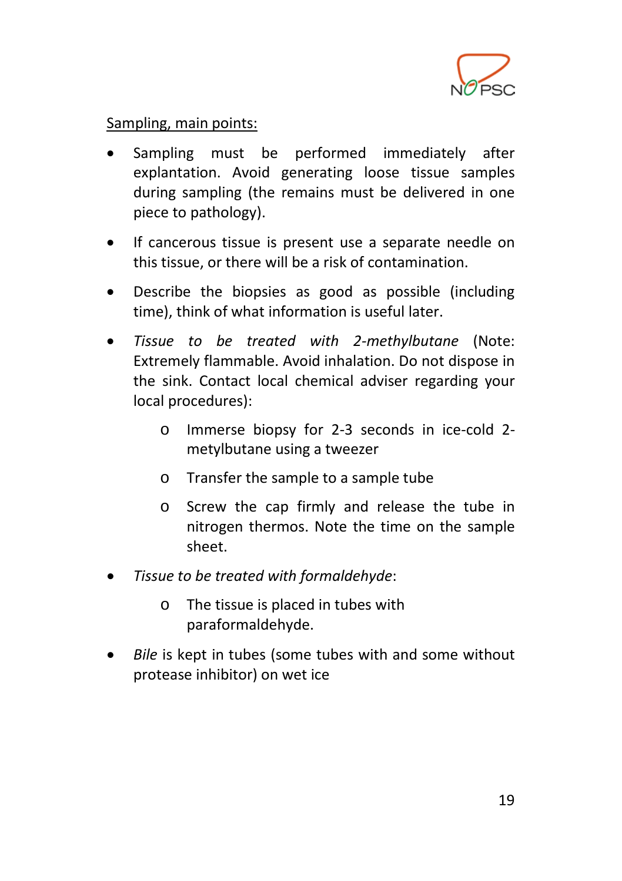Sampling, main points:

- Sampling must be performed immediately after explantation. Avoid generating loose tissue samples during sampling (the remains must be delivered in one piece to pathology).
- If cancerous tissue is present use a separate needle on this tissue, or there will be a risk of contamination.
- Describe the biopsies as good as possible (including time), think of what information is useful later.
- *Tissue to be treated with 2-methylbutane* (Note: Extremely flammable. Avoid inhalation. Do not dispose in the sink. Contact local chemical adviser regarding your local procedures):
    - Immerse biopsy for 2-3 seconds in ice-cold 2-metylbutane using a tweezer
    - Transfer the sample to a sample tube
    - Screw the cap firmly and release the tube in nitrogen thermos. Note the time on the sample sheet.
- *Tissue to be treated with formaldehyde*:
    - The tissue is placed in tubes with paraformaldehyde.
- *Bile* is kept in tubes (some tubes with and some without protease inhibitor) on wet ice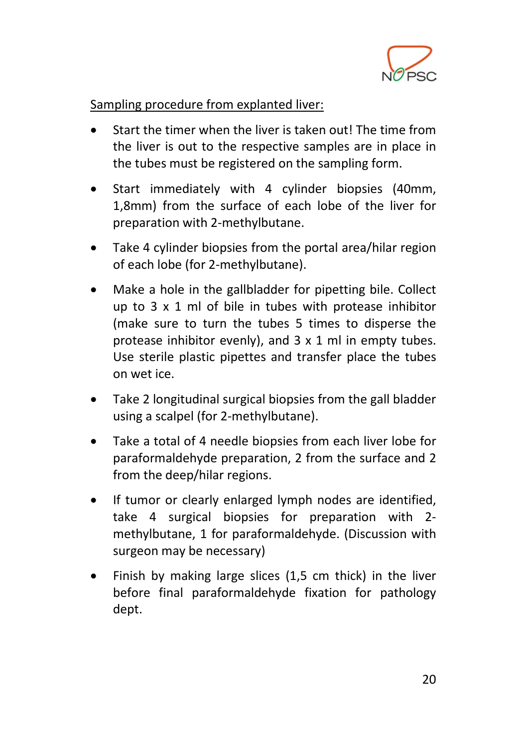Sampling procedure from explanted liver:

- Start the timer when the liver is taken out! The time from the liver is out to the respective samples are in place in the tubes must be registered on the sampling form.
- Start immediately with 4 cylinder biopsies (40mm, 1,8mm) from the surface of each lobe of the liver for preparation with 2-methylbutane.
- Take 4 cylinder biopsies from the portal area/hilar region of each lobe (for 2-methylbutane).
- Make a hole in the gallbladder for pipetting bile. Collect up to 3 x 1 ml of bile in tubes with protease inhibitor (make sure to turn the tubes 5 times to disperse the protease inhibitor evenly), and 3 x 1 ml in empty tubes. Use sterile plastic pipettes and transfer place the tubes on wet ice.
- Take 2 longitudinal surgical biopsies from the gall bladder using a scalpel (for 2-methylbutane).
- Take a total of 4 needle biopsies from each liver lobe for paraformaldehyde preparation, 2 from the surface and 2 from the deep/hilar regions.
- If tumor or clearly enlarged lymph nodes are identified, take 4 surgical biopsies for preparation with 2-methylbutane, 1 for paraformaldehyde. (Discussion with surgeon may be necessary)
- Finish by making large slices (1,5 cm thick) in the liver before final paraformaldehyde fixation for pathology dept.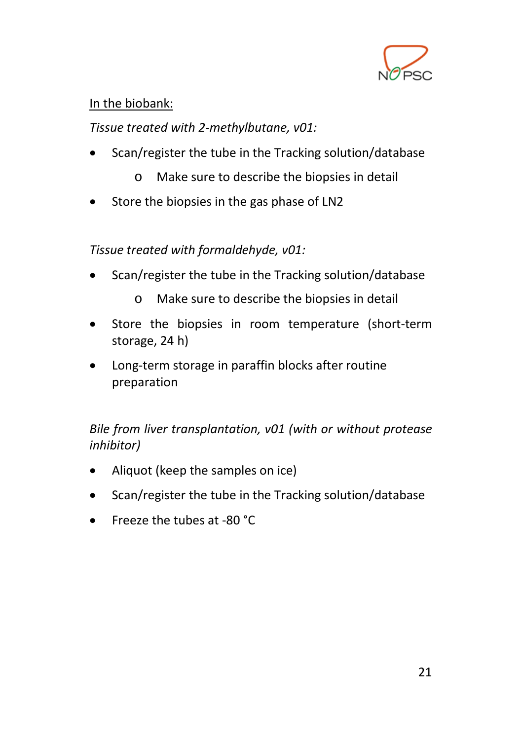In the biobank:

*Tissue treated with 2-methylbutane, v01:*

- Scan/register the tube in the Tracking solution/database
    - Make sure to describe the biopsies in detail
- Store the biopsies in the gas phase of LN2

*Tissue treated with formaldehyde, v01:*

- Scan/register the tube in the Tracking solution/database
    - Make sure to describe the biopsies in detail
- Store the biopsies in room temperature (short-term storage, 24 h)
- Long-term storage in paraffin blocks after routine preparation

*Bile from liver transplantation, v01 (with or without protease inhibitor)*

- Aliquot (keep the samples on ice)
- Scan/register the tube in the Tracking solution/database
- Freeze the tubes at -80 °C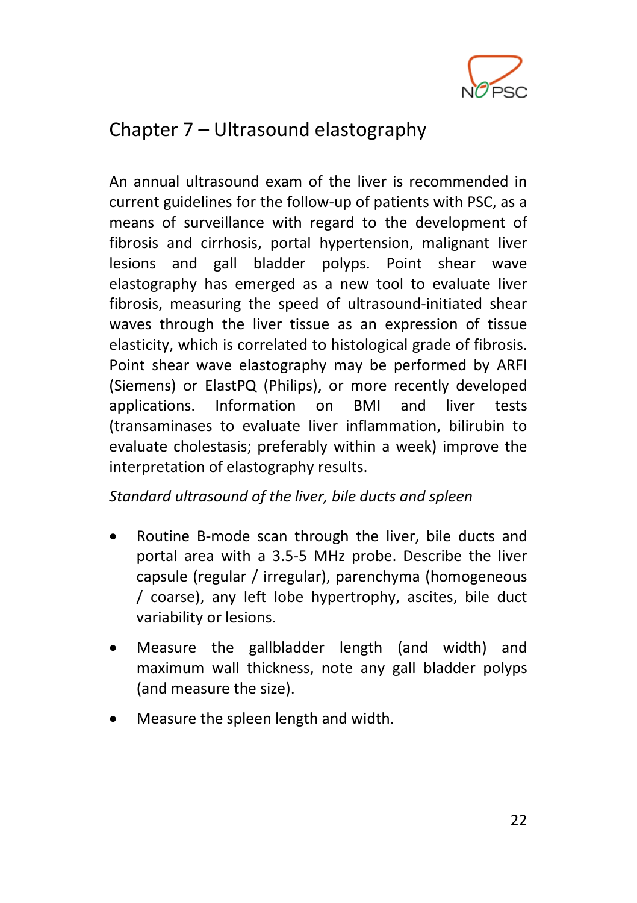# Chapter 7 – Ultrasound elastography

An annual ultrasound exam of the liver is recommended in current guidelines for the follow-up of patients with PSC, as a means of surveillance with regard to the development of fibrosis and cirrhosis, portal hypertension, malignant liver lesions and gall bladder polyps. Point shear wave elastography has emerged as a new tool to evaluate liver fibrosis, measuring the speed of ultrasound-initiated shear waves through the liver tissue as an expression of tissue elasticity, which is correlated to histological grade of fibrosis. Point shear wave elastography may be performed by ARFI (Siemens) or ElastPQ (Philips), or more recently developed applications. Information on BMI and liver tests (transaminases to evaluate liver inflammation, bilirubin to evaluate cholestasis; preferably within a week) improve the interpretation of elastography results.

*Standard ultrasound of the liver, bile ducts and spleen*

- Routine B-mode scan through the liver, bile ducts and portal area with a 3.5-5 MHz probe. Describe the liver capsule (regular / irregular), parenchyma (homogeneous / coarse), any left lobe hypertrophy, ascites, bile duct variability or lesions.
- Measure the gallbladder length (and width) and maximum wall thickness, note any gall bladder polyps (and measure the size).
- Measure the spleen length and width.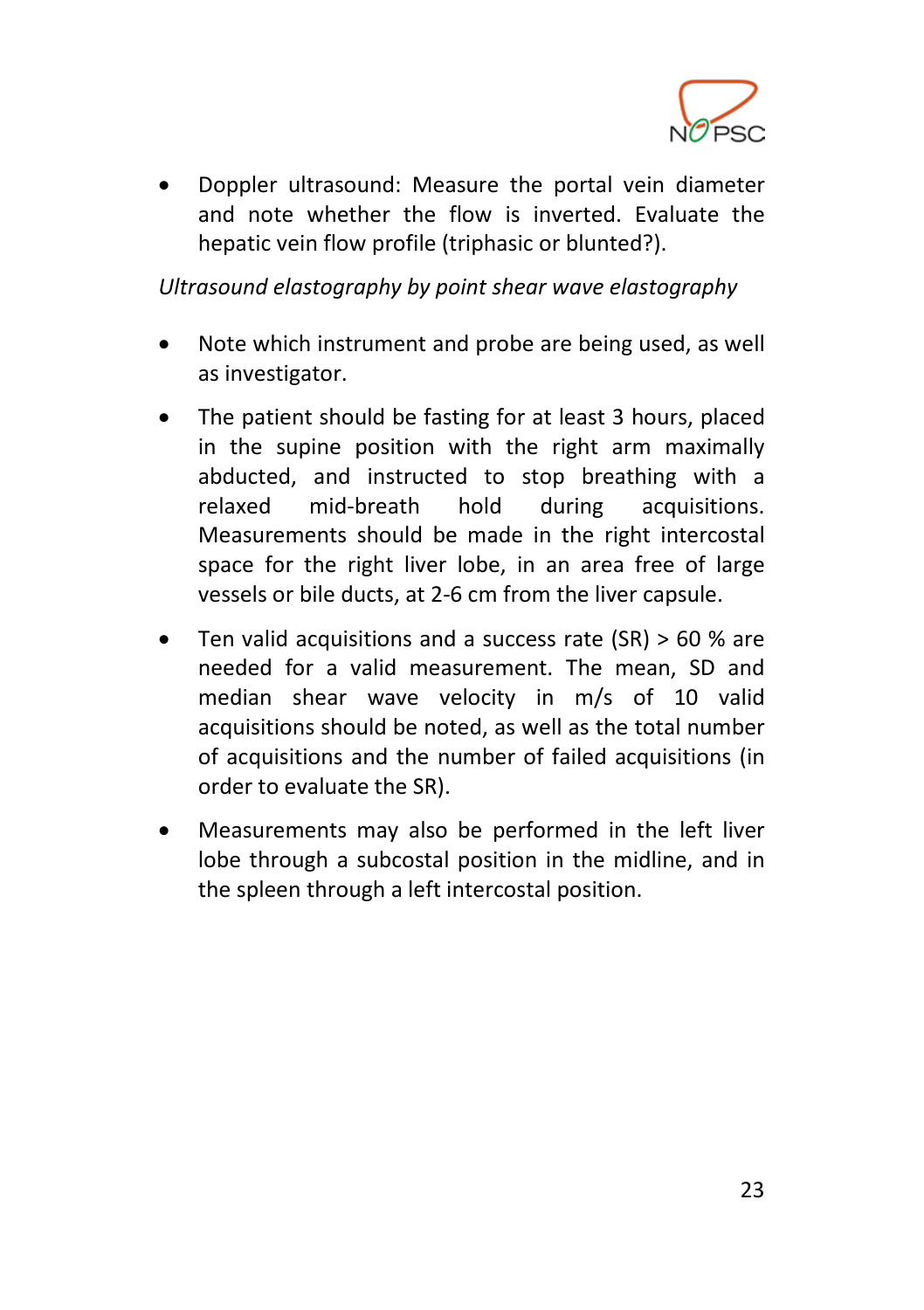- Doppler ultrasound: Measure the portal vein diameter and note whether the flow is inverted. Evaluate the hepatic vein flow profile (triphasic or blunted?).

*Ultrasound elastography by point shear wave elastography*

- Note which instrument and probe are being used, as well as investigator.
- The patient should be fasting for at least 3 hours, placed in the supine position with the right arm maximally abducted, and instructed to stop breathing with a relaxed mid-breath hold during acquisitions. Measurements should be made in the right intercostal space for the right liver lobe, in an area free of large vessels or bile ducts, at 2-6 cm from the liver capsule.
- Ten valid acquisitions and a success rate (SR) > 60 % are needed for a valid measurement. The mean, SD and median shear wave velocity in m/s of 10 valid acquisitions should be noted, as well as the total number of acquisitions and the number of failed acquisitions (in order to evaluate the SR).
- Measurements may also be performed in the left liver lobe through a subcostal position in the midline, and in the spleen through a left intercostal position.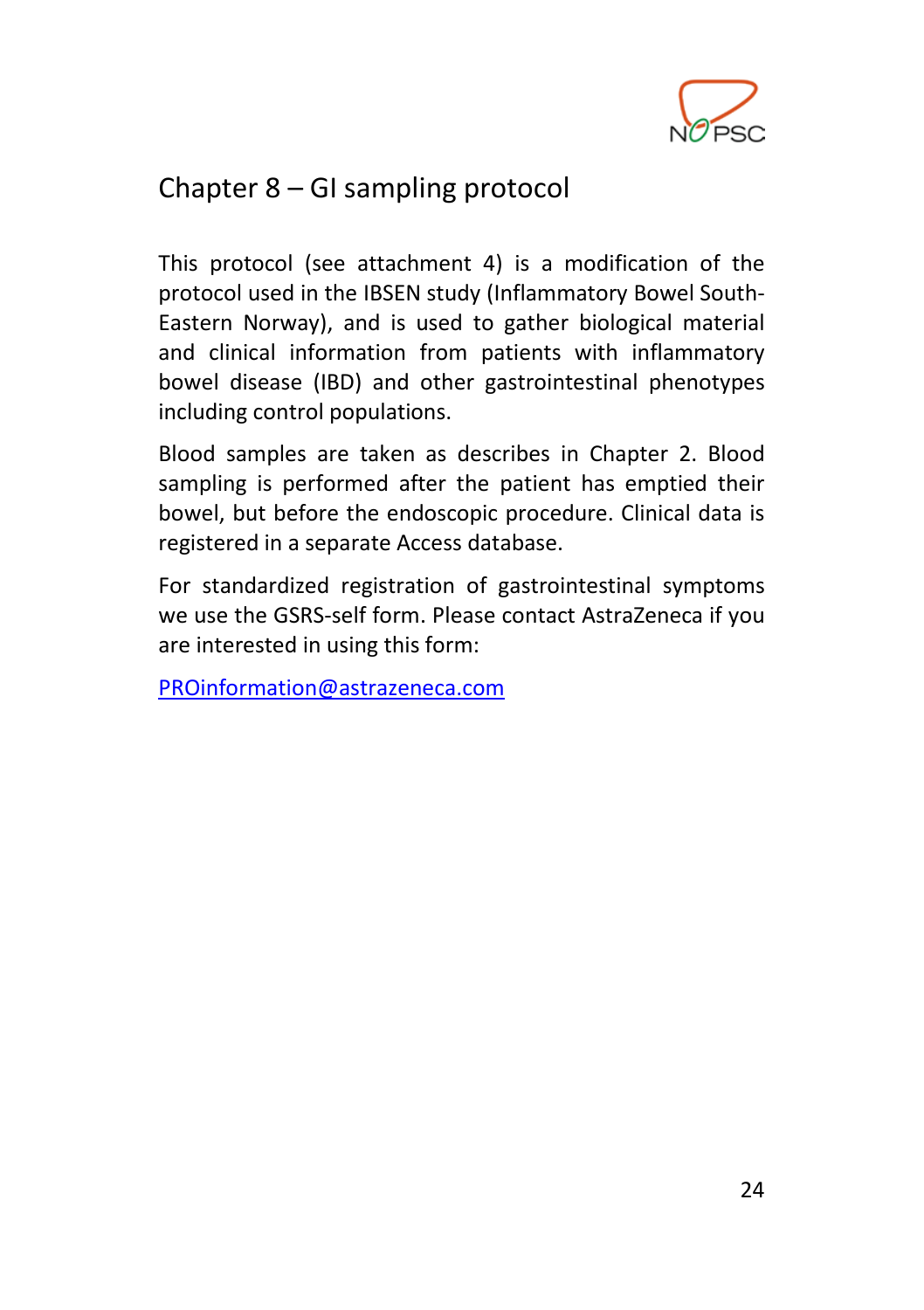# Chapter 8 – GI sampling protocol

This protocol (see attachment 4) is a modification of the protocol used in the IBSEN study (Inflammatory Bowel South-Eastern Norway), and is used to gather biological material and clinical information from patients with inflammatory bowel disease (IBD) and other gastrointestinal phenotypes including control populations.

Blood samples are taken as describes in Chapter 2. Blood sampling is performed after the patient has emptied their bowel, but before the endoscopic procedure. Clinical data is registered in a separate Access database.

For standardized registration of gastrointestinal symptoms we use the GSRS-self form. Please contact AstraZeneca if you are interested in using this form:

PROinformation@astrazeneca.com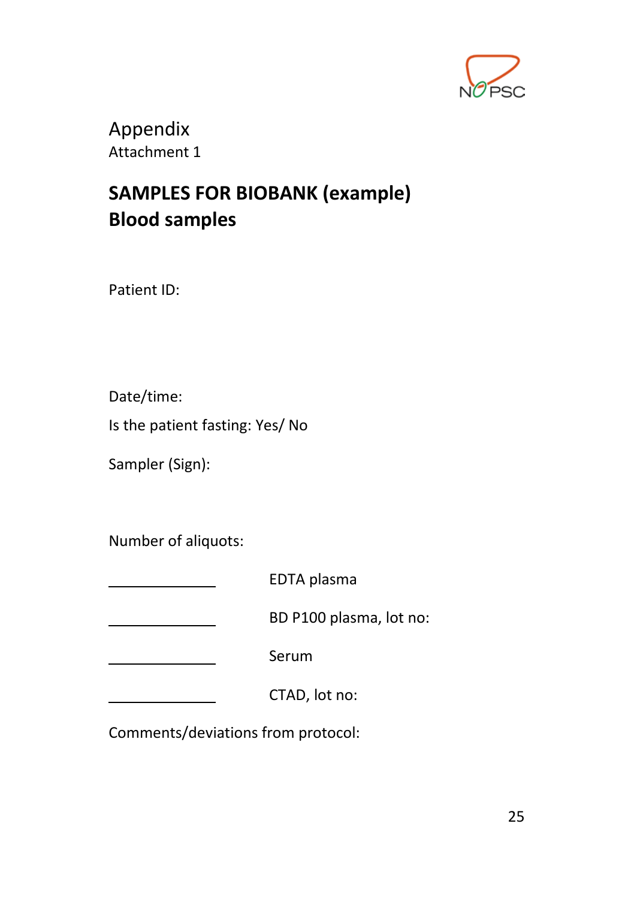Appendix

Attachment 1

## SAMPLES FOR BIOBANK (example)
## Blood samples

Patient ID:

Date/time:

Is the patient fasting: Yes/ No

Sampler (Sign):

Number of aliquots:

\_\_\_\_\_\_\_\_\_\_\_\_\_\_ EDTA plasma

\_\_\_\_\_\_\_\_\_\_\_\_\_\_ BD P100 plasma, lot no:

\_\_\_\_\_\_\_\_\_\_\_\_\_\_ Serum

\_\_\_\_\_\_\_\_\_\_\_\_\_\_ CTAD, lot no:

Comments/deviations from protocol: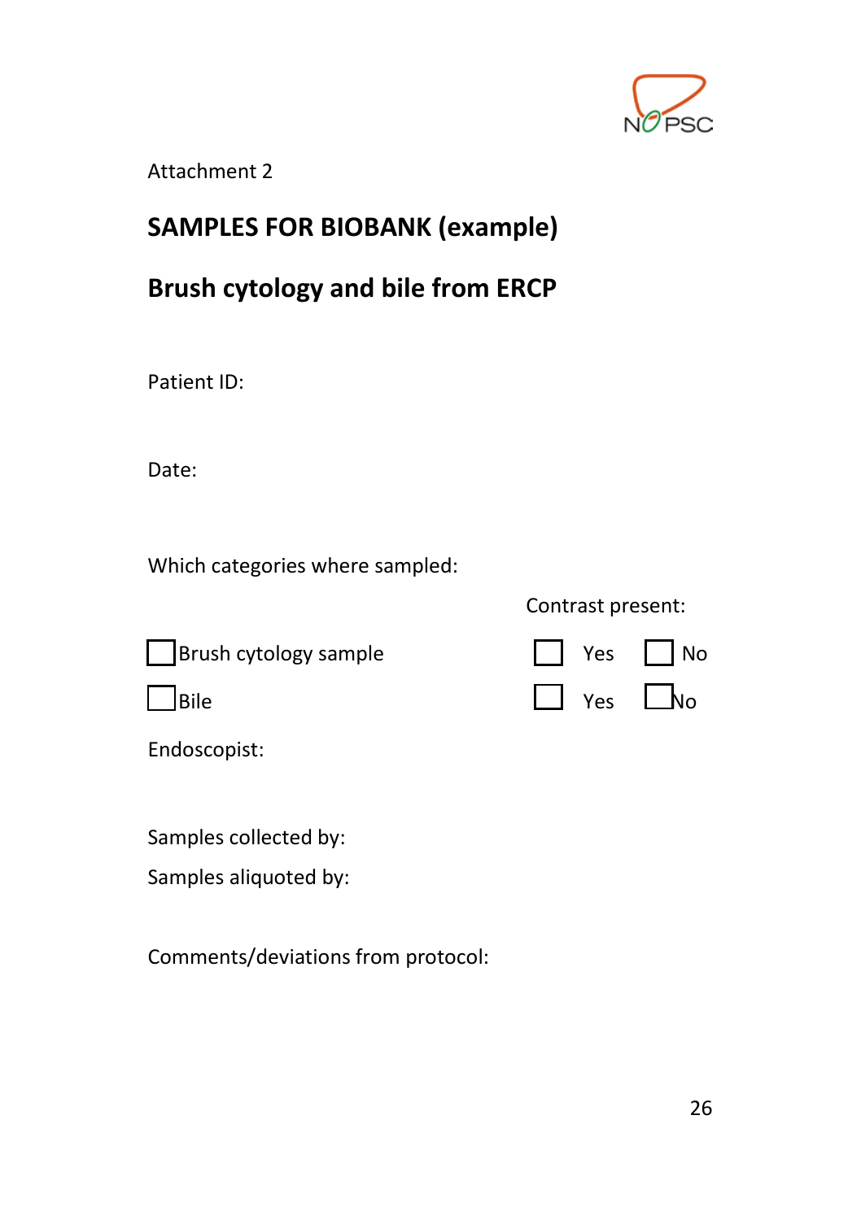Attachment 2

## SAMPLES FOR BIOBANK (example)

## Brush cytology and bile from ERCP

Patient ID:

Date:

Which categories where sampled:

| | Contrast present: | |
|---|---|---|
| ☐ Brush cytology sample | ☐ Yes | ☐ No |
| ☐ Bile | ☐ Yes | ☐ No |

Endoscopist:

Samples collected by:

Samples aliquoted by:

Comments/deviations from protocol: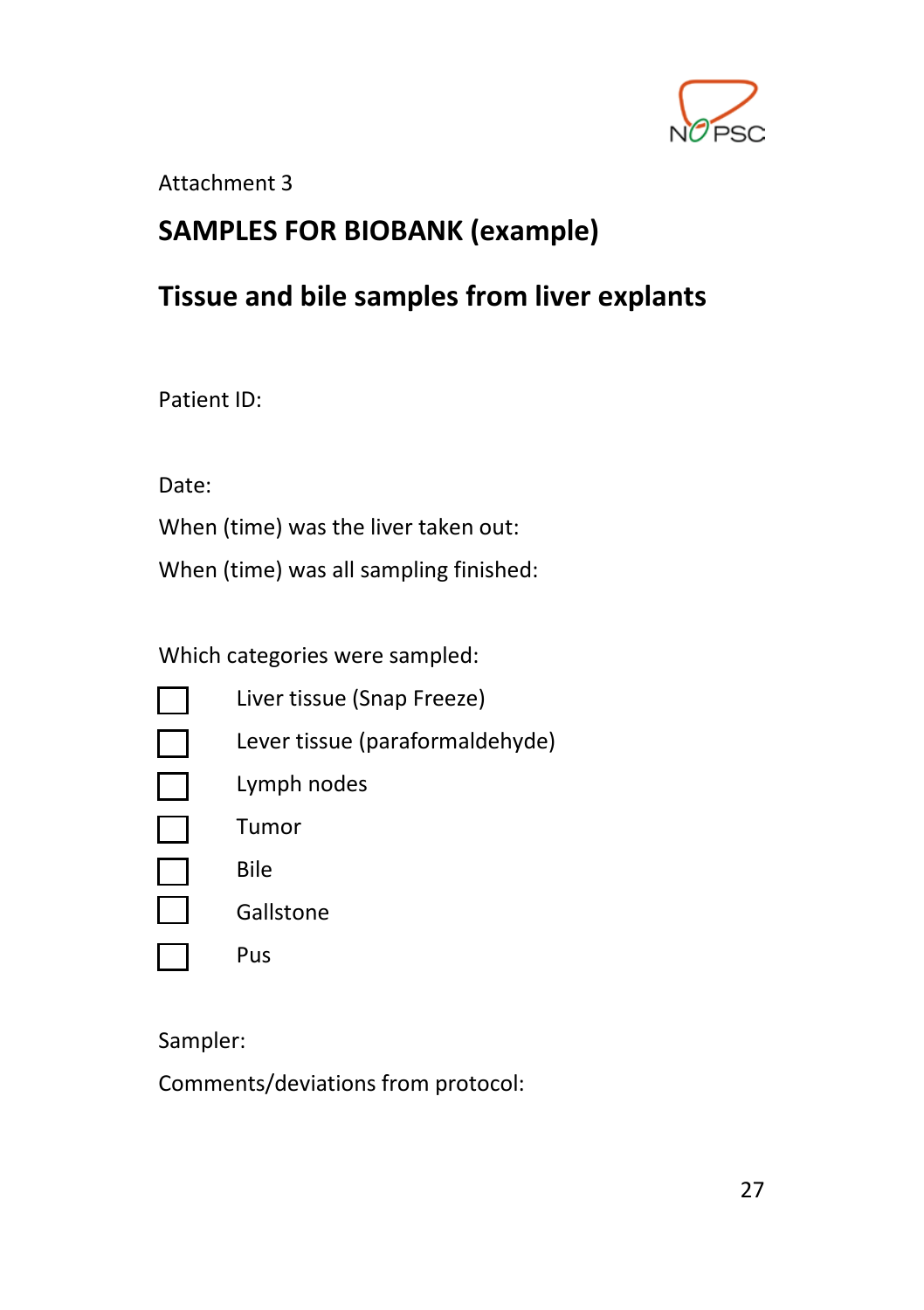Attachment 3

## SAMPLES FOR BIOBANK (example)

## Tissue and bile samples from liver explants

Patient ID:

Date:

When (time) was the liver taken out:

When (time) was all sampling finished:

Which categories were sampled:

- [ ] Liver tissue (Snap Freeze)
- [ ] Lever tissue (paraformaldehyde)
- [ ] Lymph nodes
- [ ] Tumor
- [ ] Bile
- [ ] Gallstone
- [ ] Pus

Sampler:

Comments/deviations from protocol: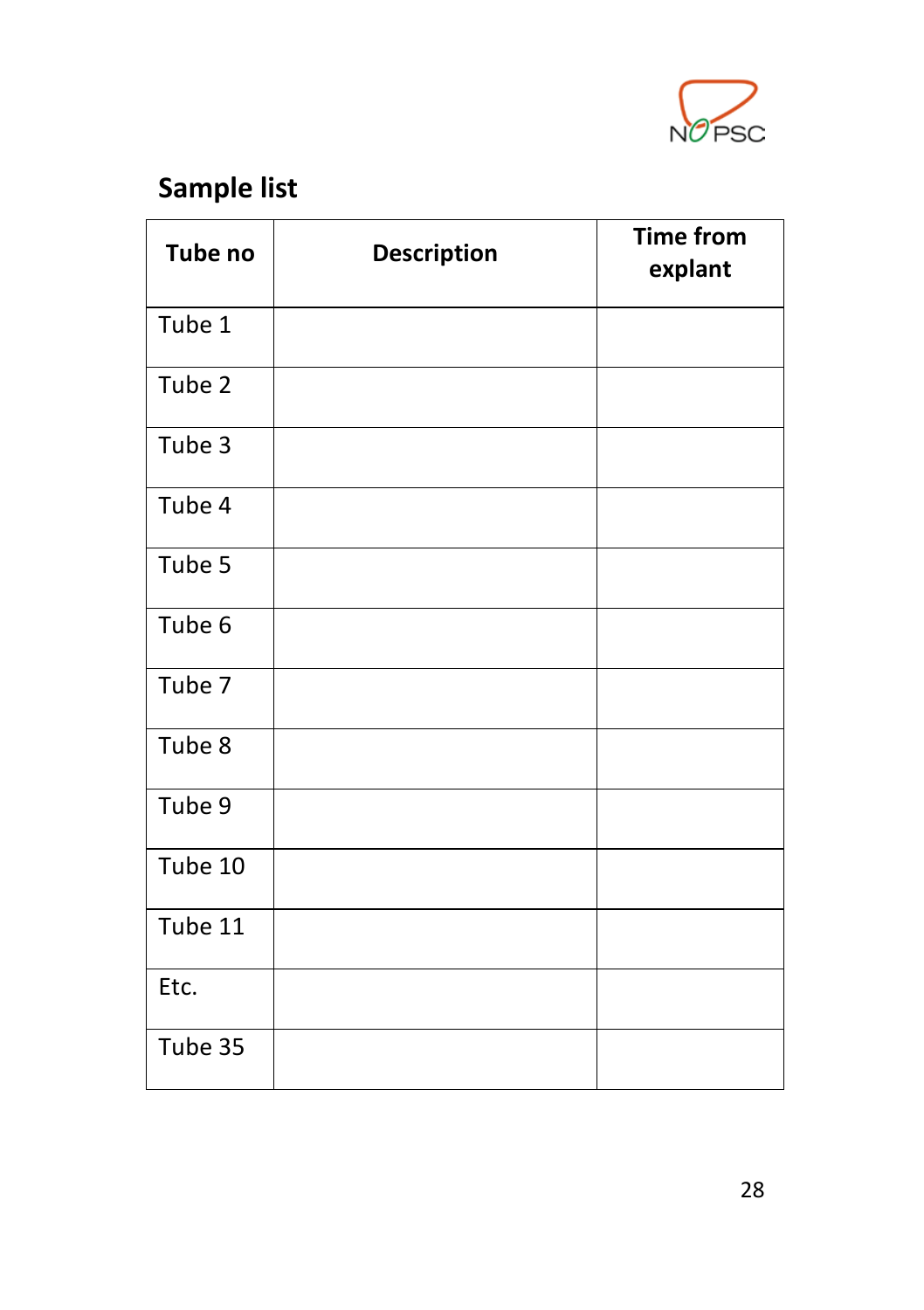## Sample list

| Tube no | Description | Time from explant |
|---|---|---|
| Tube 1 | | |
| Tube 2 | | |
| Tube 3 | | |
| Tube 4 | | |
| Tube 5 | | |
| Tube 6 | | |
| Tube 7 | | |
| Tube 8 | | |
| Tube 9 | | |
| Tube 10 | | |
| Tube 11 | | |
| Etc. | | |
| Tube 35 | | |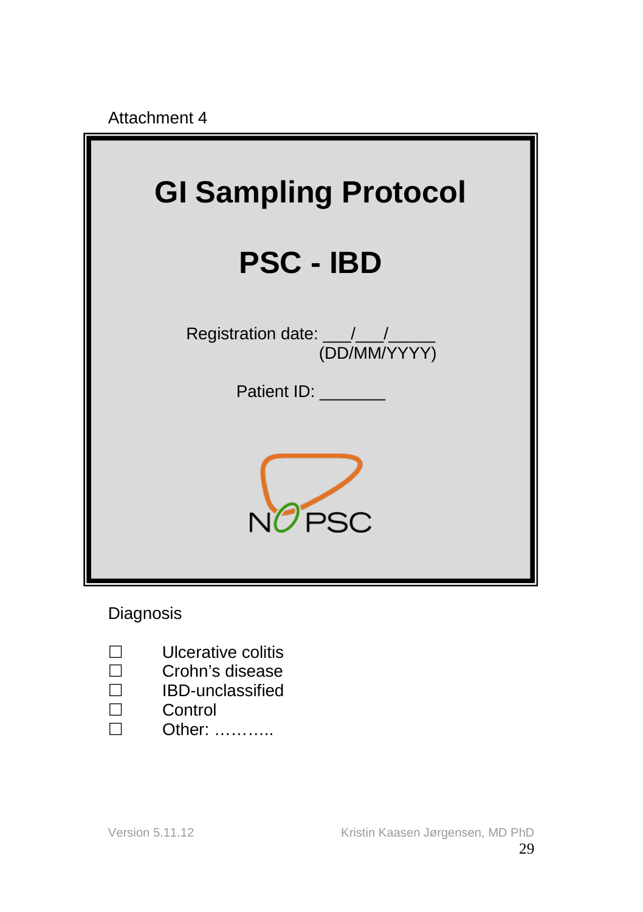Attachment 4

# GI Sampling Protocol

# PSC - IBD

Registration date: ___/___/_____
(DD/MM/YYYY)

Patient ID: _______

NoPSC

Diagnosis

- ☐ Ulcerative colitis
- ☐ Crohn's disease
- ☐ IBD-unclassified
- ☐ Control
- ☐ Other: ………..

Version 5.11.12 Kristin Kaasen Jørgensen, MD PhD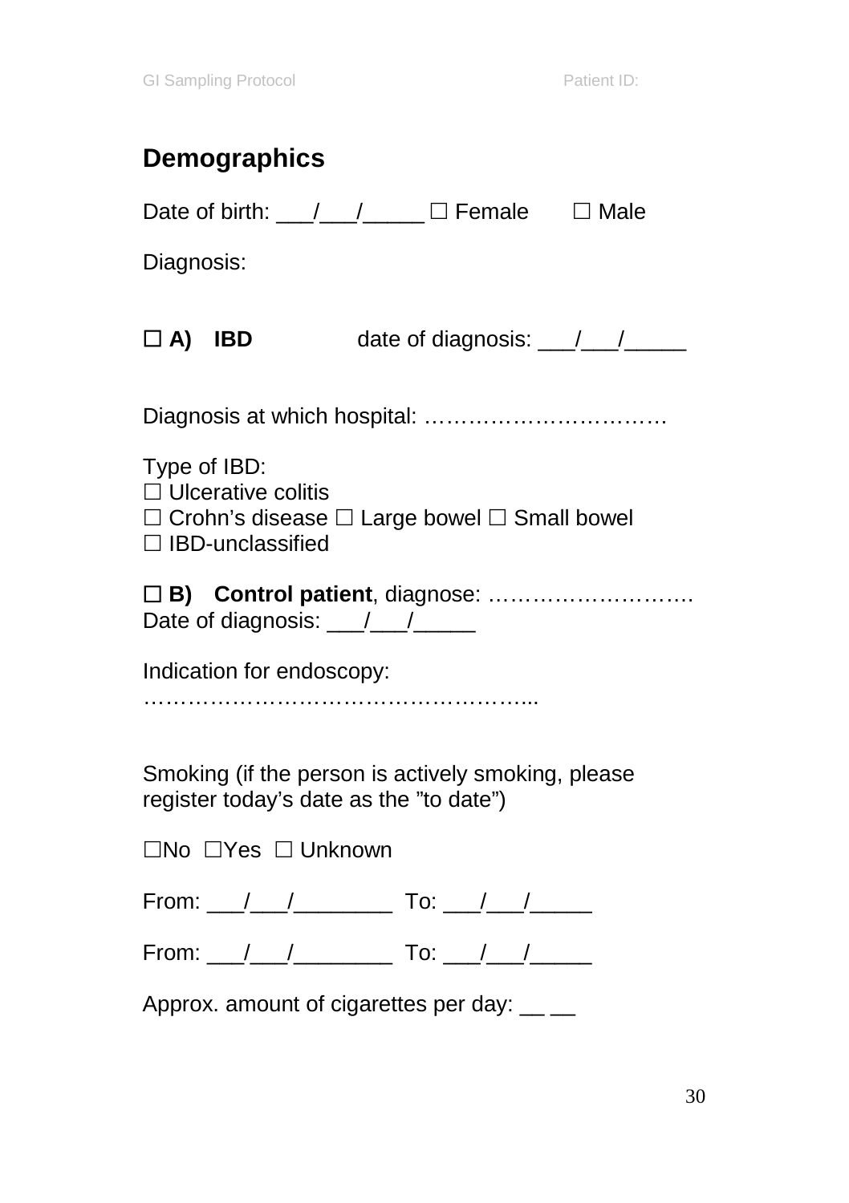## Demographics

Date of birth: ___/___/_____ ☐ Female ☐ Male

Diagnosis:

☐ **A) IBD** date of diagnosis: ___/___/_____

Diagnosis at which hospital: ……………………………

Type of IBD:
☐ Ulcerative colitis
☐ Crohn's disease ☐ Large bowel ☐ Small bowel
☐ IBD-unclassified

☐ **B) Control patient**, diagnose: ……………………….
Date of diagnosis: ___/___/_____

Indication for endoscopy:
……………………………………………...

Smoking (if the person is actively smoking, please register today's date as the "to date")

☐No ☐Yes ☐ Unknown

From: ___/___/________ To: ___/___/_____

From: ___/___/________ To: ___/___/_____

Approx. amount of cigarettes per day: __ __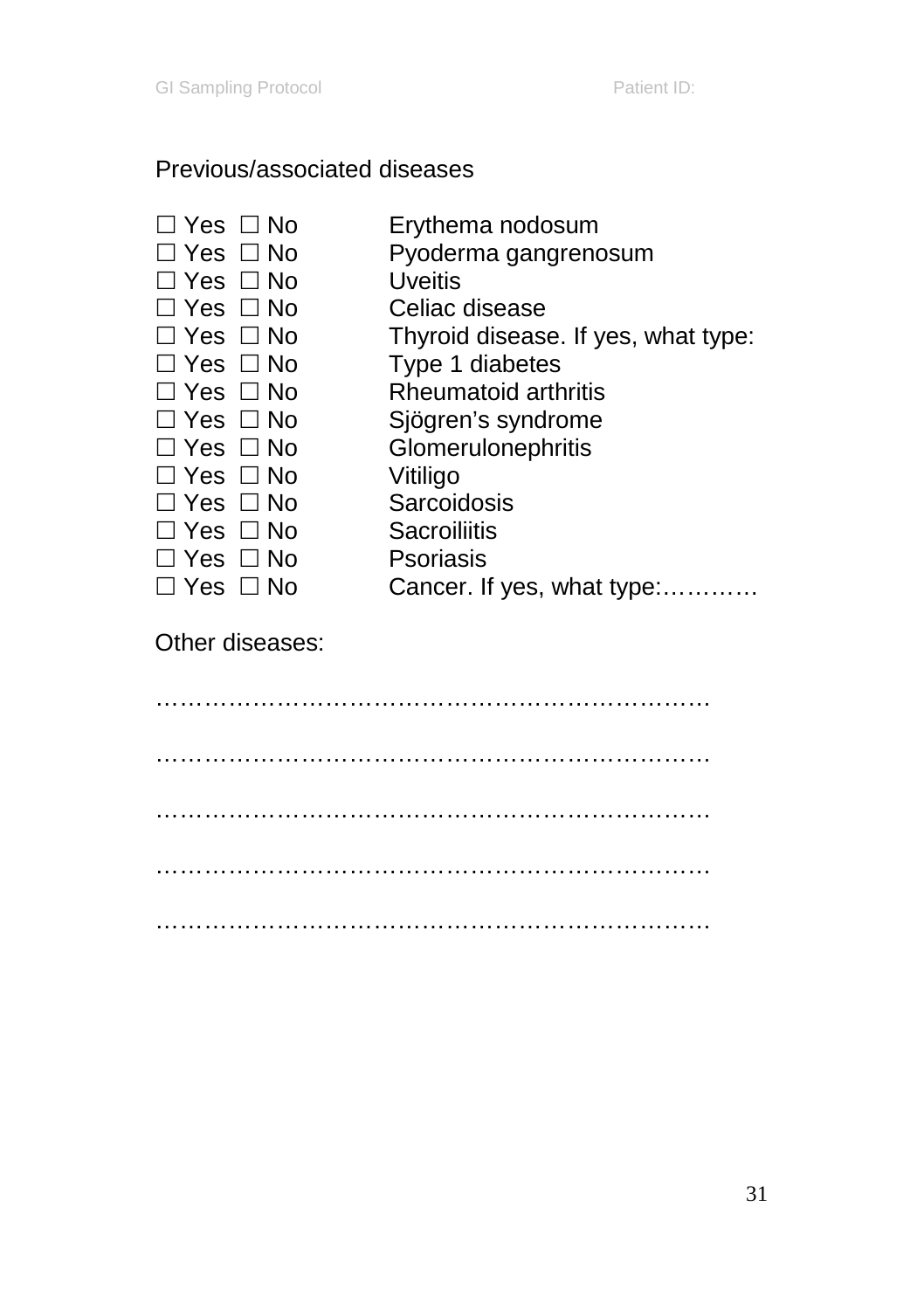Previous/associated diseases

☐ Yes ☐ No Erythema nodosum
☐ Yes ☐ No Pyoderma gangrenosum
☐ Yes ☐ No Uveitis
☐ Yes ☐ No Celiac disease
☐ Yes ☐ No Thyroid disease. If yes, what type:
☐ Yes ☐ No Type 1 diabetes
☐ Yes ☐ No Rheumatoid arthritis
☐ Yes ☐ No Sjögren's syndrome
☐ Yes ☐ No Glomerulonephritis
☐ Yes ☐ No Vitiligo
☐ Yes ☐ No Sarcoidosis
☐ Yes ☐ No Sacroiliitis
☐ Yes ☐ No Psoriasis
☐ Yes ☐ No Cancer. If yes, what type:…………

Other diseases:

……………………………………………………………

……………………………………………………………

……………………………………………………………

……………………………………………………………

……………………………………………………………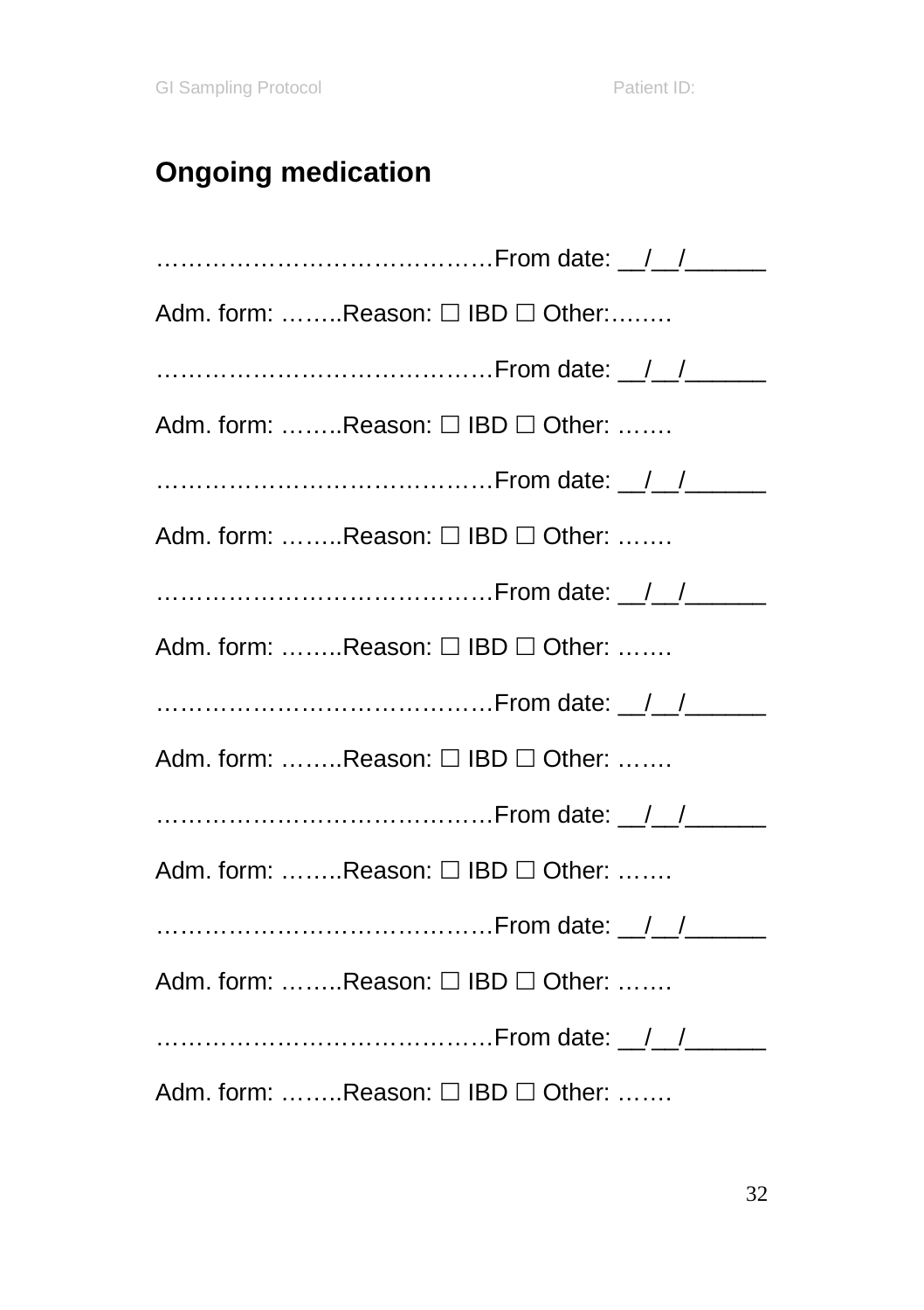## Ongoing medication

……………………………………From date: __/__/______

Adm. form: ……..Reason: ☐ IBD ☐ Other:……..

……………………………………From date: __/__/______

Adm. form: ……..Reason: ☐ IBD ☐ Other: …….

……………………………………From date: __/__/______

Adm. form: ……..Reason: ☐ IBD ☐ Other: …….

……………………………………From date: __/__/______

Adm. form: ……..Reason: ☐ IBD ☐ Other: …….

……………………………………From date: __/__/______

Adm. form: ……..Reason: ☐ IBD ☐ Other: …….

……………………………………From date: __/__/______

Adm. form: ……..Reason: ☐ IBD ☐ Other: …….

……………………………………From date: __/__/______

Adm. form: ……..Reason: ☐ IBD ☐ Other: …….

……………………………………From date: __/__/______

Adm. form: ……..Reason: ☐ IBD ☐ Other: …….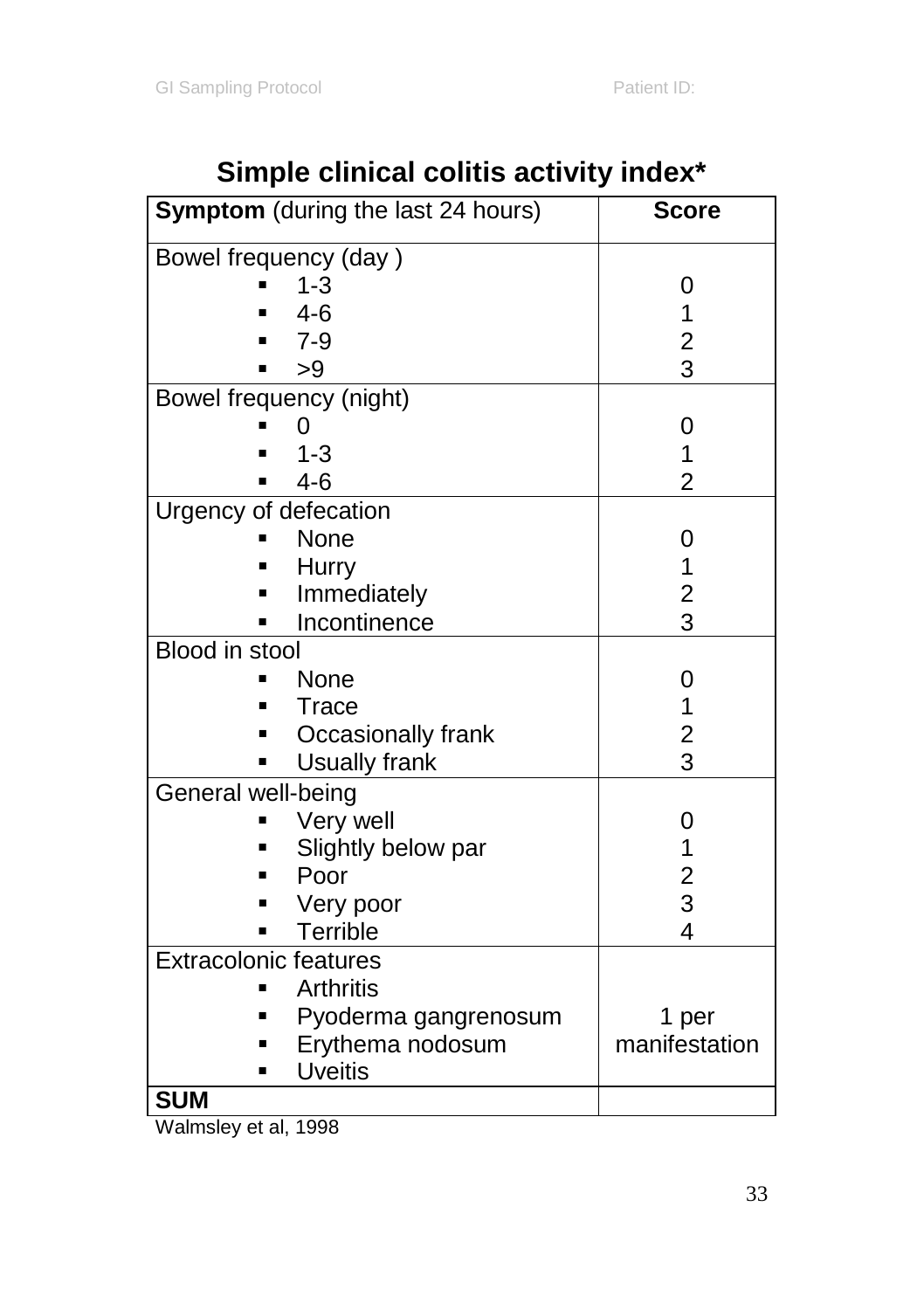## Simple clinical colitis activity index*

| **Symptom** (during the last 24 hours) | **Score** |
|---|---|
| Bowel frequency (day ) | |
| ▪ 1-3 | 0 |
| ▪ 4-6 | 1 |
| ▪ 7-9 | 2 |
| ▪ >9 | 3 |
| Bowel frequency (night) | |
| ▪ 0 | 0 |
| ▪ 1-3 | 1 |
| ▪ 4-6 | 2 |
| Urgency of defecation | |
| ▪ None | 0 |
| ▪ Hurry | 1 |
| ▪ Immediately | 2 |
| ▪ Incontinence | 3 |
| Blood in stool | |
| ▪ None | 0 |
| ▪ Trace | 1 |
| ▪ Occasionally frank | 2 |
| ▪ Usually frank | 3 |
| General well-being | |
| ▪ Very well | 0 |
| ▪ Slightly below par | 1 |
| ▪ Poor | 2 |
| ▪ Very poor | 3 |
| ▪ Terrible | 4 |
| Extracolonic features<br>▪ Arthritis<br>▪ Pyoderma gangrenosum<br>▪ Erythema nodosum<br>▪ Uveitis | 1 per manifestation |
| **SUM** | |

Walmsley et al, 1998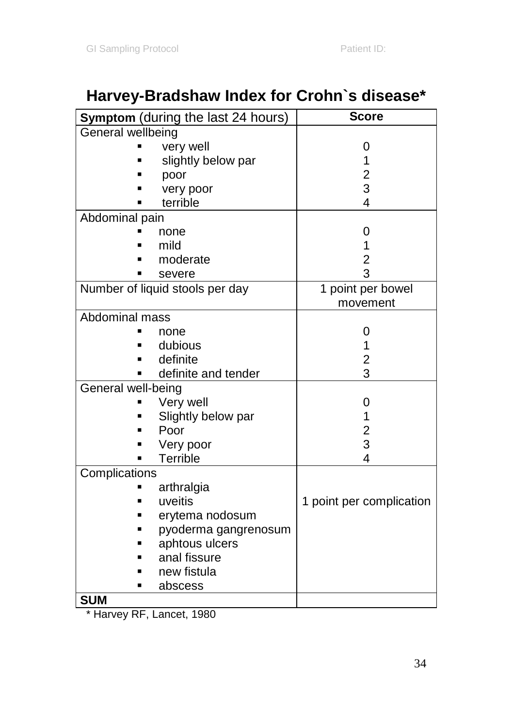# Harvey-Bradshaw Index for Crohn`s disease*

| **Symptom** (during the last 24 hours) | **Score** |
|---|---|
| General wellbeing | |
| ▪ very well | 0 |
| ▪ slightly below par | 1 |
| ▪ poor | 2 |
| ▪ very poor | 3 |
| ▪ terrible | 4 |
| Abdominal pain | |
| ▪ none | 0 |
| ▪ mild | 1 |
| ▪ moderate | 2 |
| ▪ severe | 3 |
| Number of liquid stools per day | 1 point per bowel movement |
| Abdominal mass | |
| ▪ none | 0 |
| ▪ dubious | 1 |
| ▪ definite | 2 |
| ▪ definite and tender | 3 |
| General well-being | |
| ▪ Very well | 0 |
| ▪ Slightly below par | 1 |
| ▪ Poor | 2 |
| ▪ Very poor | 3 |
| ▪ Terrible | 4 |
| Complications<br>▪ arthralgia<br>▪ uveitis<br>▪ erytema nodosum<br>▪ pyoderma gangrenosum<br>▪ aphtous ulcers<br>▪ anal fissure<br>▪ new fistula<br>▪ abscess | 1 point per complication |
| **SUM** | |

* Harvey RF, Lancet, 1980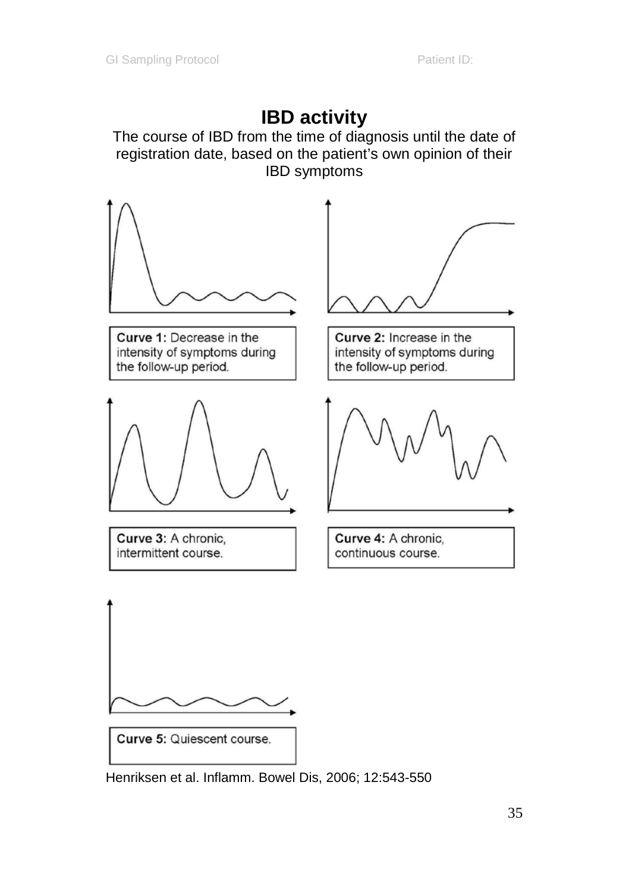# IBD activity

The course of IBD from the time of diagnosis until the date of registration date, based on the patient's own opinion of their IBD symptoms

**Curve 1:** Decrease in the intensity of symptoms during the follow-up period.

**Curve 2:** Increase in the intensity of symptoms during the follow-up period.

**Curve 3:** A chronic, intermittent course.

**Curve 4:** A chronic, continuous course.

**Curve 5:** Quiescent course.

Henriksen et al. Inflamm. Bowel Dis, 2006; 12:543-550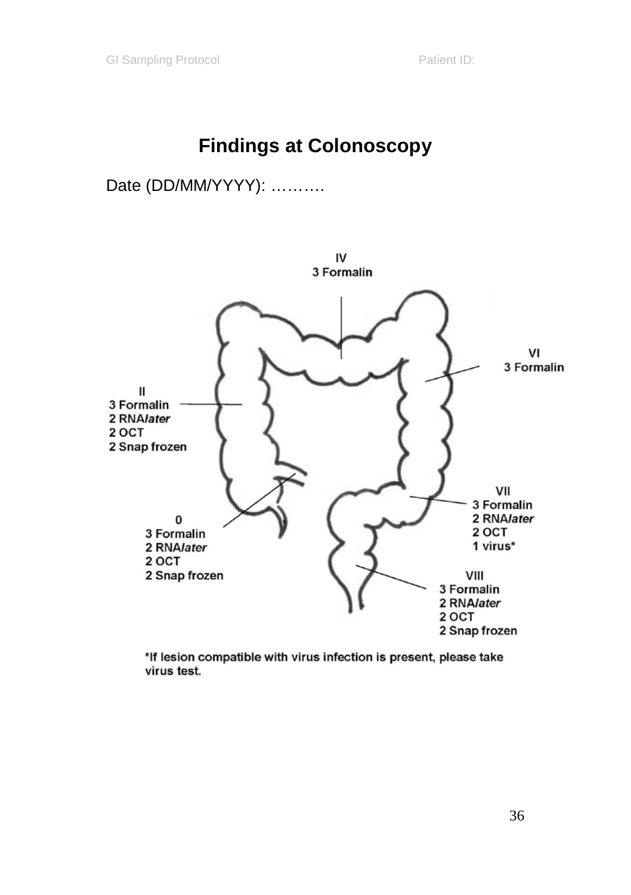# Findings at Colonoscopy

Date (DD/MM/YYYY): ……….

IV
3 Formalin

VI
3 Formalin

II
3 Formalin
2 RNA*later*
2 OCT
2 Snap frozen

VII
3 Formalin
2 RNA*later*
2 OCT
1 virus*

0
3 Formalin
2 RNA*later*
2 OCT
2 Snap frozen

VIII
3 Formalin
2 RNA*later*
2 OCT
2 Snap frozen

*If lesion compatible with virus infection is present, please take virus test.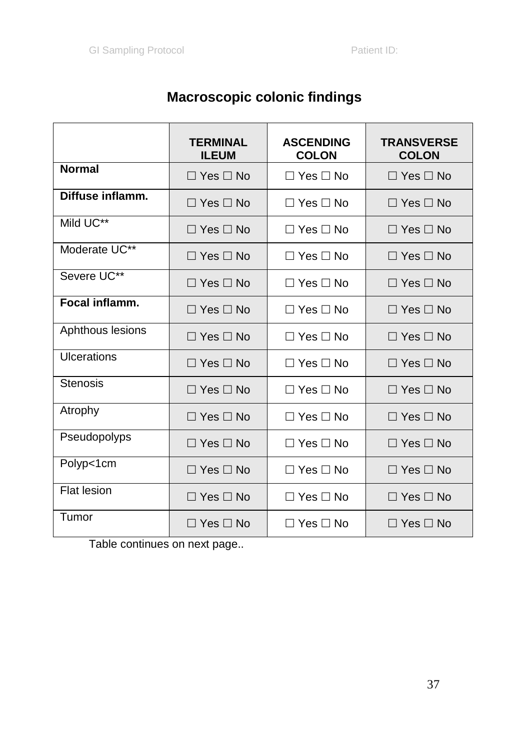# Macroscopic colonic findings

| | TERMINAL ILEUM | ASCENDING COLON | TRANSVERSE COLON |
|---|---|---|---|
| **Normal** | ☐ Yes ☐ No | ☐ Yes ☐ No | ☐ Yes ☐ No |
| **Diffuse inflamm.** | ☐ Yes ☐ No | ☐ Yes ☐ No | ☐ Yes ☐ No |
| Mild UC** | ☐ Yes ☐ No | ☐ Yes ☐ No | ☐ Yes ☐ No |
| Moderate UC** | ☐ Yes ☐ No | ☐ Yes ☐ No | ☐ Yes ☐ No |
| Severe UC** | ☐ Yes ☐ No | ☐ Yes ☐ No | ☐ Yes ☐ No |
| **Focal inflamm.** | ☐ Yes ☐ No | ☐ Yes ☐ No | ☐ Yes ☐ No |
| Aphthous lesions | ☐ Yes ☐ No | ☐ Yes ☐ No | ☐ Yes ☐ No |
| Ulcerations | ☐ Yes ☐ No | ☐ Yes ☐ No | ☐ Yes ☐ No |
| Stenosis | ☐ Yes ☐ No | ☐ Yes ☐ No | ☐ Yes ☐ No |
| Atrophy | ☐ Yes ☐ No | ☐ Yes ☐ No | ☐ Yes ☐ No |
| Pseudopolyps | ☐ Yes ☐ No | ☐ Yes ☐ No | ☐ Yes ☐ No |
| Polyp<1cm | ☐ Yes ☐ No | ☐ Yes ☐ No | ☐ Yes ☐ No |
| Flat lesion | ☐ Yes ☐ No | ☐ Yes ☐ No | ☐ Yes ☐ No |
| Tumor | ☐ Yes ☐ No | ☐ Yes ☐ No | ☐ Yes ☐ No |

Table continues on next page..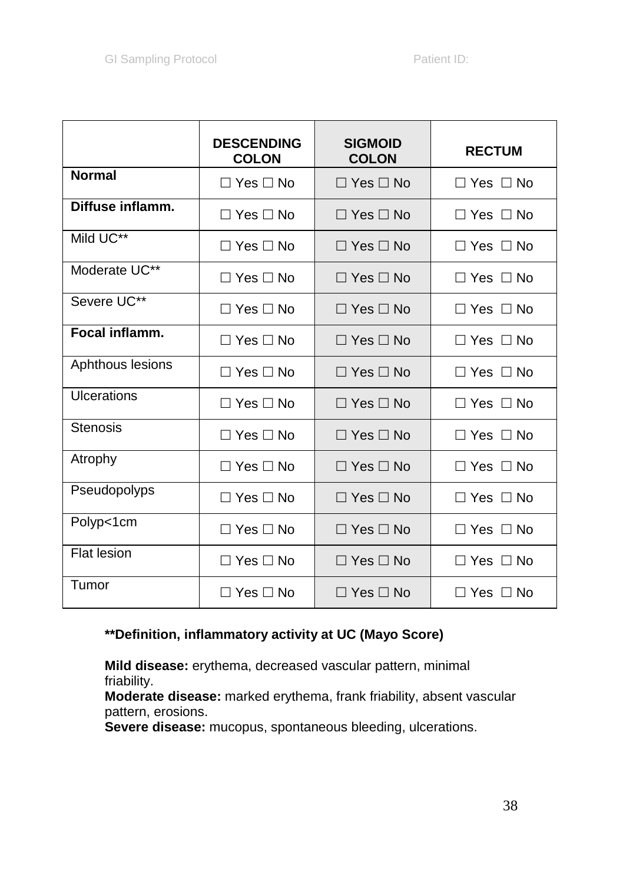| | **DESCENDING COLON** | **SIGMOID COLON** | **RECTUM** |
|---|---|---|---|
| **Normal** | ☐ Yes ☐ No | ☐ Yes ☐ No | ☐ Yes ☐ No |
| **Diffuse inflamm.** | ☐ Yes ☐ No | ☐ Yes ☐ No | ☐ Yes ☐ No |
| Mild UC** | ☐ Yes ☐ No | ☐ Yes ☐ No | ☐ Yes ☐ No |
| Moderate UC** | ☐ Yes ☐ No | ☐ Yes ☐ No | ☐ Yes ☐ No |
| Severe UC** | ☐ Yes ☐ No | ☐ Yes ☐ No | ☐ Yes ☐ No |
| **Focal inflamm.** | ☐ Yes ☐ No | ☐ Yes ☐ No | ☐ Yes ☐ No |
| Aphthous lesions | ☐ Yes ☐ No | ☐ Yes ☐ No | ☐ Yes ☐ No |
| Ulcerations | ☐ Yes ☐ No | ☐ Yes ☐ No | ☐ Yes ☐ No |
| Stenosis | ☐ Yes ☐ No | ☐ Yes ☐ No | ☐ Yes ☐ No |
| Atrophy | ☐ Yes ☐ No | ☐ Yes ☐ No | ☐ Yes ☐ No |
| Pseudopolyps | ☐ Yes ☐ No | ☐ Yes ☐ No | ☐ Yes ☐ No |
| Polyp<1cm | ☐ Yes ☐ No | ☐ Yes ☐ No | ☐ Yes ☐ No |
| Flat lesion | ☐ Yes ☐ No | ☐ Yes ☐ No | ☐ Yes ☐ No |
| Tumor | ☐ Yes ☐ No | ☐ Yes ☐ No | ☐ Yes ☐ No |

****Definition, inflammatory activity at UC (Mayo Score)**

**Mild disease:** erythema, decreased vascular pattern, minimal friability.
**Moderate disease:** marked erythema, frank friability, absent vascular pattern, erosions.
**Severe disease:** mucopus, spontaneous bleeding, ulcerations.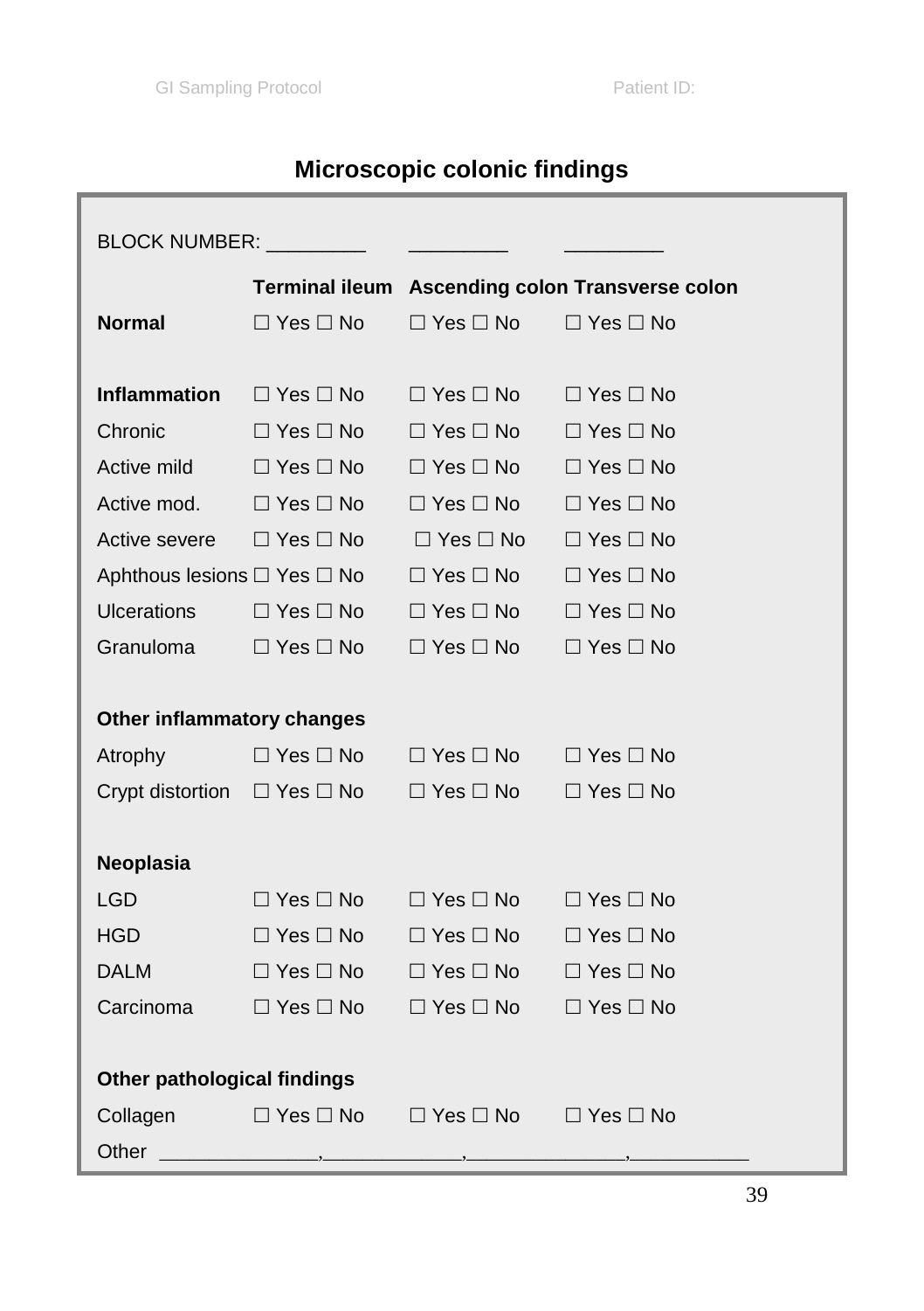# Microscopic colonic findings

BLOCK NUMBER: _________ _________ _________

| | Terminal ileum | Ascending colon | Transverse colon |
|---|---|---|---|
| **Normal** | ☐ Yes ☐ No | ☐ Yes ☐ No | ☐ Yes ☐ No |
| | | | |
| **Inflammation** | ☐ Yes ☐ No | ☐ Yes ☐ No | ☐ Yes ☐ No |
| Chronic | ☐ Yes ☐ No | ☐ Yes ☐ No | ☐ Yes ☐ No |
| Active mild | ☐ Yes ☐ No | ☐ Yes ☐ No | ☐ Yes ☐ No |
| Active mod. | ☐ Yes ☐ No | ☐ Yes ☐ No | ☐ Yes ☐ No |
| Active severe | ☐ Yes ☐ No | ☐ Yes ☐ No | ☐ Yes ☐ No |
| Aphthous lesions | ☐ Yes ☐ No | ☐ Yes ☐ No | ☐ Yes ☐ No |
| Ulcerations | ☐ Yes ☐ No | ☐ Yes ☐ No | ☐ Yes ☐ No |
| Granuloma | ☐ Yes ☐ No | ☐ Yes ☐ No | ☐ Yes ☐ No |
| | | | |
| **Other inflammatory changes** | | | |
| Atrophy | ☐ Yes ☐ No | ☐ Yes ☐ No | ☐ Yes ☐ No |
| Crypt distortion | ☐ Yes ☐ No | ☐ Yes ☐ No | ☐ Yes ☐ No |
| | | | |
| **Neoplasia** | | | |
| LGD | ☐ Yes ☐ No | ☐ Yes ☐ No | ☐ Yes ☐ No |
| HGD | ☐ Yes ☐ No | ☐ Yes ☐ No | ☐ Yes ☐ No |
| DALM | ☐ Yes ☐ No | ☐ Yes ☐ No | ☐ Yes ☐ No |
| Carcinoma | ☐ Yes ☐ No | ☐ Yes ☐ No | ☐ Yes ☐ No |
| | | | |
| **Other pathological findings** | | | |
| Collagen | ☐ Yes ☐ No | ☐ Yes ☐ No | ☐ Yes ☐ No |

Other ______________,____________,______________,___________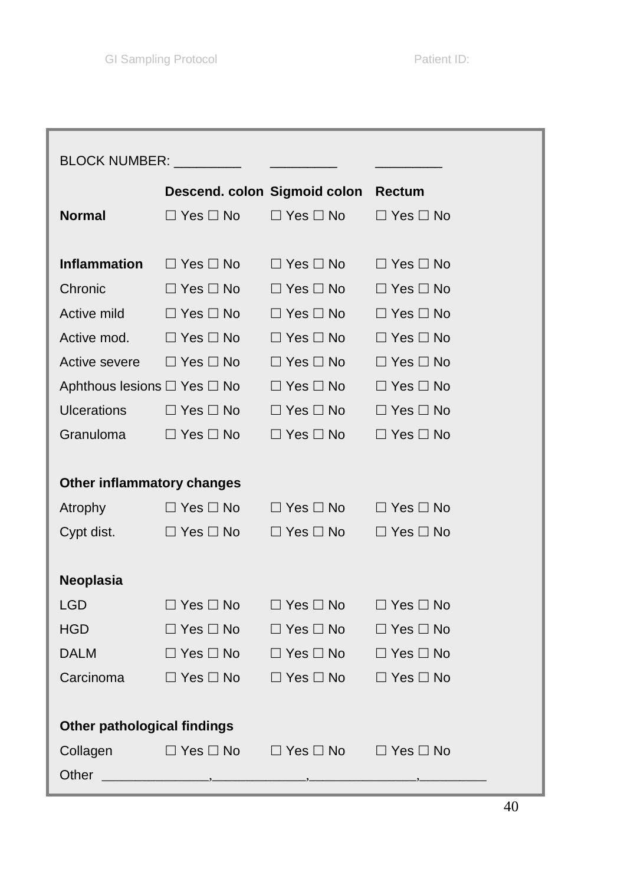BLOCK NUMBER: _________ _________ _________

| | Descend. colon | Sigmoid colon | Rectum |
|---|---|---|---|
| **Normal** | ☐ Yes ☐ No | ☐ Yes ☐ No | ☐ Yes ☐ No |
| | | | |
| **Inflammation** | ☐ Yes ☐ No | ☐ Yes ☐ No | ☐ Yes ☐ No |
| Chronic | ☐ Yes ☐ No | ☐ Yes ☐ No | ☐ Yes ☐ No |
| Active mild | ☐ Yes ☐ No | ☐ Yes ☐ No | ☐ Yes ☐ No |
| Active mod. | ☐ Yes ☐ No | ☐ Yes ☐ No | ☐ Yes ☐ No |
| Active severe | ☐ Yes ☐ No | ☐ Yes ☐ No | ☐ Yes ☐ No |
| Aphthous lesions | ☐ Yes ☐ No | ☐ Yes ☐ No | ☐ Yes ☐ No |
| Ulcerations | ☐ Yes ☐ No | ☐ Yes ☐ No | ☐ Yes ☐ No |
| Granuloma | ☐ Yes ☐ No | ☐ Yes ☐ No | ☐ Yes ☐ No |
| | | | |
| **Other inflammatory changes** | | | |
| Atrophy | ☐ Yes ☐ No | ☐ Yes ☐ No | ☐ Yes ☐ No |
| Cypt dist. | ☐ Yes ☐ No | ☐ Yes ☐ No | ☐ Yes ☐ No |
| | | | |
| **Neoplasia** | | | |
| LGD | ☐ Yes ☐ No | ☐ Yes ☐ No | ☐ Yes ☐ No |
| HGD | ☐ Yes ☐ No | ☐ Yes ☐ No | ☐ Yes ☐ No |
| DALM | ☐ Yes ☐ No | ☐ Yes ☐ No | ☐ Yes ☐ No |
| Carcinoma | ☐ Yes ☐ No | ☐ Yes ☐ No | ☐ Yes ☐ No |
| | | | |
| **Other pathological findings** | | | |
| Collagen | ☐ Yes ☐ No | ☐ Yes ☐ No | ☐ Yes ☐ No |

Other ______________,____________,______________,_________